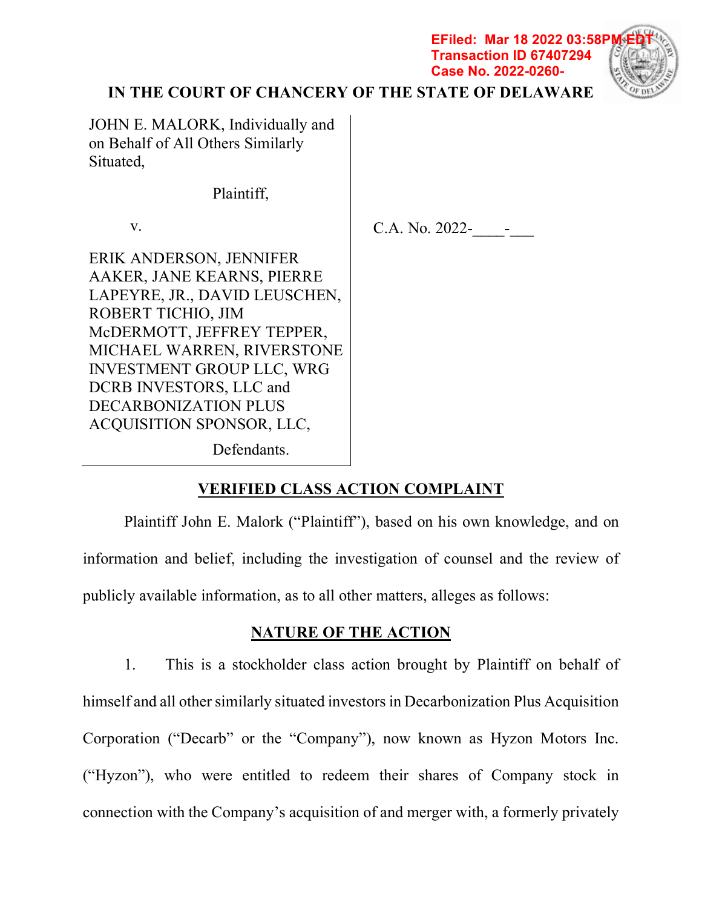EFiled: Mar 18 2022 03:58PM EDT
Transaction ID 67407294
Case No. 2022-0260-

# IN THE COURT OF CHANCERY OF THE STATE OF DELAWARE

| | |
|---|---|
| JOHN E. MALORK, Individually and on Behalf of All Others Similarly Situated,<br><br>Plaintiff,<br><br>v.<br><br>ERIK ANDERSON, JENNIFER AAKER, JANE KEARNS, PIERRE LAPEYRE, JR., DAVID LEUSCHEN, ROBERT TICHIO, JIM McDERMOTT, JEFFREY TEPPER, MICHAEL WARREN, RIVERSTONE INVESTMENT GROUP LLC, WRG DCRB INVESTORS, LLC and DECARBONIZATION PLUS ACQUISITION SPONSOR, LLC,<br><br>Defendants. | C.A. No. 2022-____-___ |

## VERIFIED CLASS ACTION COMPLAINT

Plaintiff John E. Malork ("Plaintiff"), based on his own knowledge, and on information and belief, including the investigation of counsel and the review of publicly available information, as to all other matters, alleges as follows:

## NATURE OF THE ACTION

1. This is a stockholder class action brought by Plaintiff on behalf of himself and all other similarly situated investors in Decarbonization Plus Acquisition Corporation ("Decarb" or the "Company"), now known as Hyzon Motors Inc. ("Hyzon"), who were entitled to redeem their shares of Company stock in connection with the Company's acquisition of and merger with, a formerly privately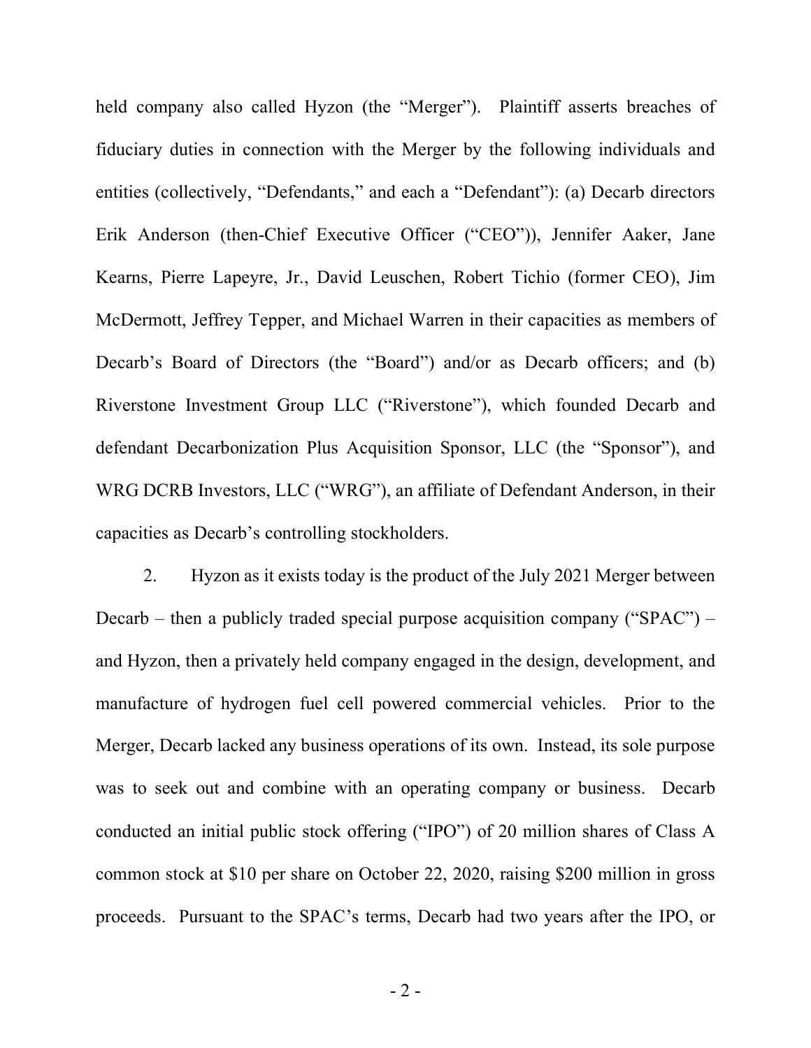held company also called Hyzon (the "Merger"). Plaintiff asserts breaches of fiduciary duties in connection with the Merger by the following individuals and entities (collectively, "Defendants," and each a "Defendant"): (a) Decarb directors Erik Anderson (then-Chief Executive Officer ("CEO")), Jennifer Aaker, Jane Kearns, Pierre Lapeyre, Jr., David Leuschen, Robert Tichio (former CEO), Jim McDermott, Jeffrey Tepper, and Michael Warren in their capacities as members of Decarb's Board of Directors (the "Board") and/or as Decarb officers; and (b) Riverstone Investment Group LLC ("Riverstone"), which founded Decarb and defendant Decarbonization Plus Acquisition Sponsor, LLC (the "Sponsor"), and WRG DCRB Investors, LLC ("WRG"), an affiliate of Defendant Anderson, in their capacities as Decarb's controlling stockholders.

2. Hyzon as it exists today is the product of the July 2021 Merger between Decarb – then a publicly traded special purpose acquisition company ("SPAC") – and Hyzon, then a privately held company engaged in the design, development, and manufacture of hydrogen fuel cell powered commercial vehicles. Prior to the Merger, Decarb lacked any business operations of its own. Instead, its sole purpose was to seek out and combine with an operating company or business. Decarb conducted an initial public stock offering ("IPO") of 20 million shares of Class A common stock at $10 per share on October 22, 2020, raising $200 million in gross proceeds. Pursuant to the SPAC's terms, Decarb had two years after the IPO, or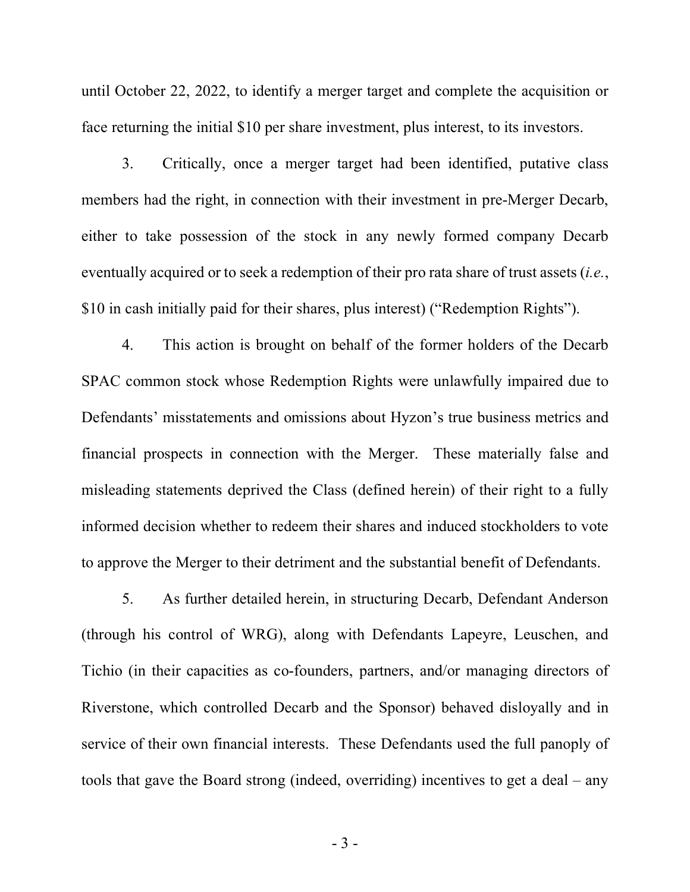until October 22, 2022, to identify a merger target and complete the acquisition or face returning the initial $10 per share investment, plus interest, to its investors.

3. Critically, once a merger target had been identified, putative class members had the right, in connection with their investment in pre-Merger Decarb, either to take possession of the stock in any newly formed company Decarb eventually acquired or to seek a redemption of their pro rata share of trust assets (*i.e.*, $10 in cash initially paid for their shares, plus interest) ("Redemption Rights").

4. This action is brought on behalf of the former holders of the Decarb SPAC common stock whose Redemption Rights were unlawfully impaired due to Defendants' misstatements and omissions about Hyzon's true business metrics and financial prospects in connection with the Merger. These materially false and misleading statements deprived the Class (defined herein) of their right to a fully informed decision whether to redeem their shares and induced stockholders to vote to approve the Merger to their detriment and the substantial benefit of Defendants.

5. As further detailed herein, in structuring Decarb, Defendant Anderson (through his control of WRG), along with Defendants Lapeyre, Leuschen, and Tichio (in their capacities as co-founders, partners, and/or managing directors of Riverstone, which controlled Decarb and the Sponsor) behaved disloyally and in service of their own financial interests. These Defendants used the full panoply of tools that gave the Board strong (indeed, overriding) incentives to get a deal – any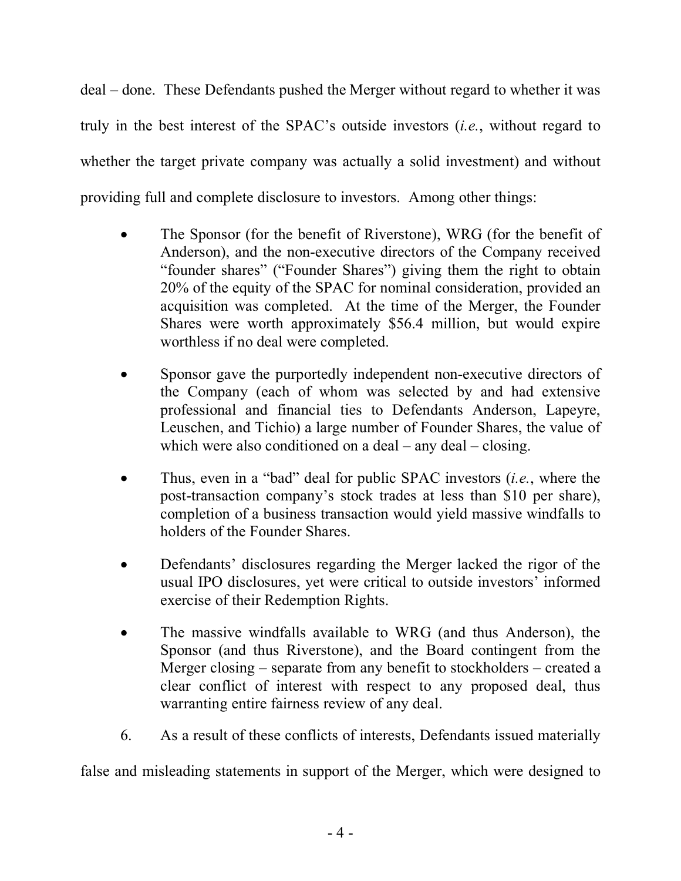deal – done. These Defendants pushed the Merger without regard to whether it was truly in the best interest of the SPAC's outside investors (*i.e.*, without regard to whether the target private company was actually a solid investment) and without providing full and complete disclosure to investors. Among other things:

- The Sponsor (for the benefit of Riverstone), WRG (for the benefit of Anderson), and the non-executive directors of the Company received "founder shares" ("Founder Shares") giving them the right to obtain 20% of the equity of the SPAC for nominal consideration, provided an acquisition was completed. At the time of the Merger, the Founder Shares were worth approximately $56.4 million, but would expire worthless if no deal were completed.

- Sponsor gave the purportedly independent non-executive directors of the Company (each of whom was selected by and had extensive professional and financial ties to Defendants Anderson, Lapeyre, Leuschen, and Tichio) a large number of Founder Shares, the value of which were also conditioned on a deal – any deal – closing.

- Thus, even in a "bad" deal for public SPAC investors (*i.e.*, where the post-transaction company's stock trades at less than $10 per share), completion of a business transaction would yield massive windfalls to holders of the Founder Shares.

- Defendants' disclosures regarding the Merger lacked the rigor of the usual IPO disclosures, yet were critical to outside investors' informed exercise of their Redemption Rights.

- The massive windfalls available to WRG (and thus Anderson), the Sponsor (and thus Riverstone), and the Board contingent from the Merger closing – separate from any benefit to stockholders – created a clear conflict of interest with respect to any proposed deal, thus warranting entire fairness review of any deal.

6. As a result of these conflicts of interests, Defendants issued materially false and misleading statements in support of the Merger, which were designed to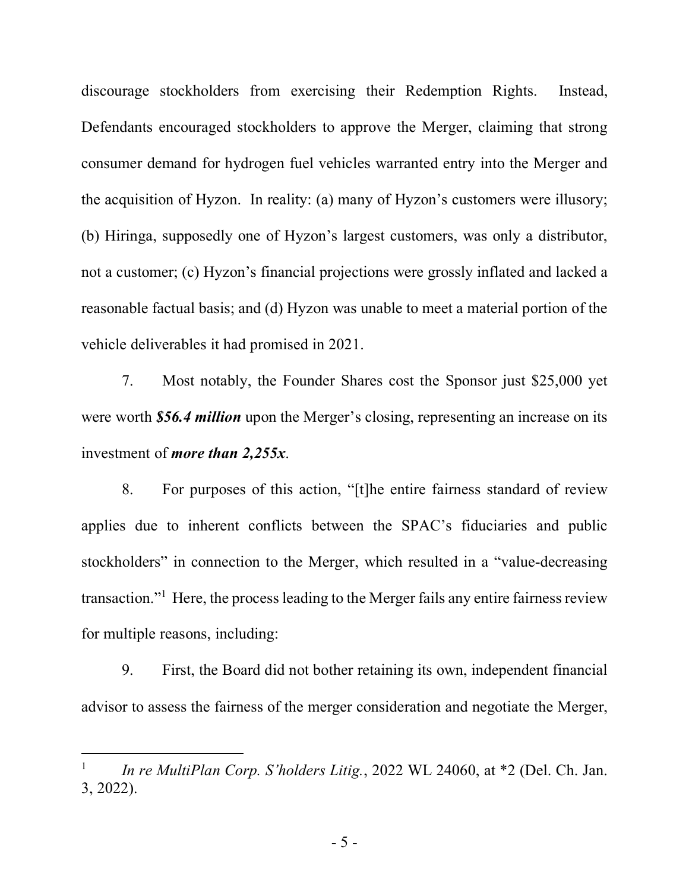discourage stockholders from exercising their Redemption Rights. Instead, Defendants encouraged stockholders to approve the Merger, claiming that strong consumer demand for hydrogen fuel vehicles warranted entry into the Merger and the acquisition of Hyzon. In reality: (a) many of Hyzon's customers were illusory; (b) Hiringa, supposedly one of Hyzon's largest customers, was only a distributor, not a customer; (c) Hyzon's financial projections were grossly inflated and lacked a reasonable factual basis; and (d) Hyzon was unable to meet a material portion of the vehicle deliverables it had promised in 2021.

7. Most notably, the Founder Shares cost the Sponsor just $25,000 yet were worth ***$56.4 million*** upon the Merger's closing, representing an increase on its investment of ***more than 2,255x***.

8. For purposes of this action, "[t]he entire fairness standard of review applies due to inherent conflicts between the SPAC's fiduciaries and public stockholders" in connection to the Merger, which resulted in a "value-decreasing transaction."[1] Here, the process leading to the Merger fails any entire fairness review for multiple reasons, including:

9. First, the Board did not bother retaining its own, independent financial advisor to assess the fairness of the merger consideration and negotiate the Merger,

---

[1] *In re MultiPlan Corp. S'holders Litig.*, 2022 WL 24060, at *2 (Del. Ch. Jan. 3, 2022).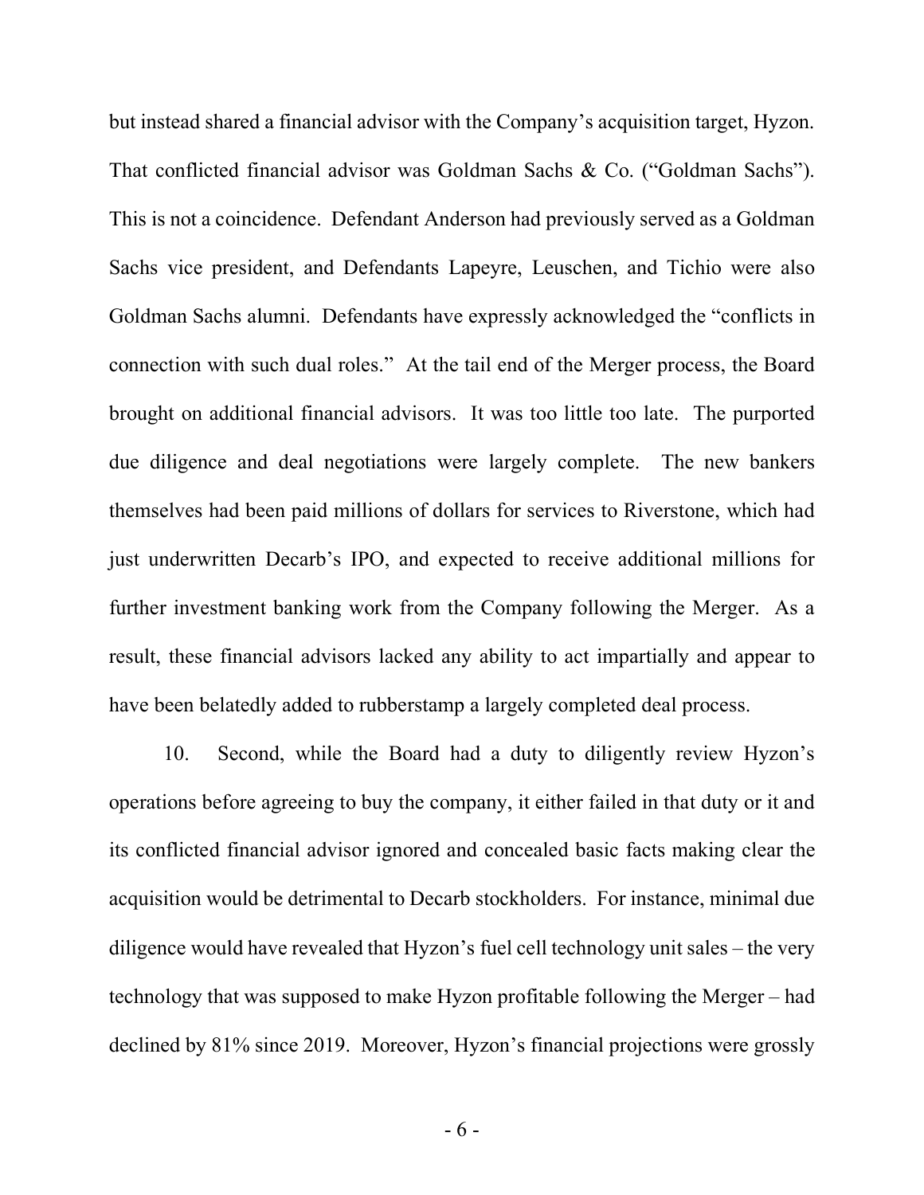but instead shared a financial advisor with the Company's acquisition target, Hyzon. That conflicted financial advisor was Goldman Sachs & Co. ("Goldman Sachs"). This is not a coincidence. Defendant Anderson had previously served as a Goldman Sachs vice president, and Defendants Lapeyre, Leuschen, and Tichio were also Goldman Sachs alumni. Defendants have expressly acknowledged the "conflicts in connection with such dual roles." At the tail end of the Merger process, the Board brought on additional financial advisors. It was too little too late. The purported due diligence and deal negotiations were largely complete. The new bankers themselves had been paid millions of dollars for services to Riverstone, which had just underwritten Decarb's IPO, and expected to receive additional millions for further investment banking work from the Company following the Merger. As a result, these financial advisors lacked any ability to act impartially and appear to have been belatedly added to rubberstamp a largely completed deal process.

10. Second, while the Board had a duty to diligently review Hyzon's operations before agreeing to buy the company, it either failed in that duty or it and its conflicted financial advisor ignored and concealed basic facts making clear the acquisition would be detrimental to Decarb stockholders. For instance, minimal due diligence would have revealed that Hyzon's fuel cell technology unit sales – the very technology that was supposed to make Hyzon profitable following the Merger – had declined by 81% since 2019. Moreover, Hyzon's financial projections were grossly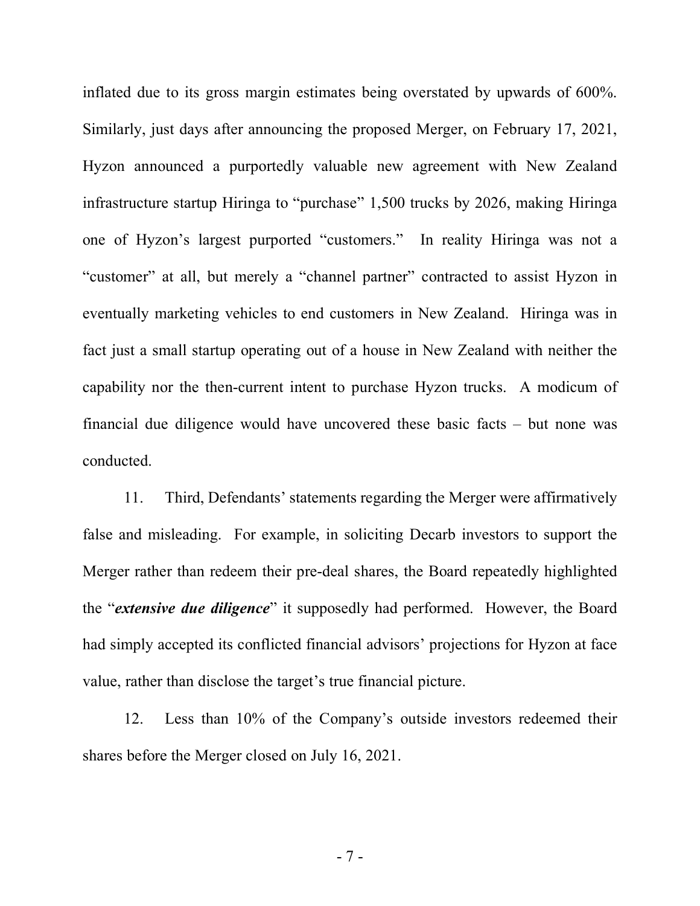inflated due to its gross margin estimates being overstated by upwards of 600%. Similarly, just days after announcing the proposed Merger, on February 17, 2021, Hyzon announced a purportedly valuable new agreement with New Zealand infrastructure startup Hiringa to "purchase" 1,500 trucks by 2026, making Hiringa one of Hyzon's largest purported "customers." In reality Hiringa was not a "customer" at all, but merely a "channel partner" contracted to assist Hyzon in eventually marketing vehicles to end customers in New Zealand. Hiringa was in fact just a small startup operating out of a house in New Zealand with neither the capability nor the then-current intent to purchase Hyzon trucks. A modicum of financial due diligence would have uncovered these basic facts – but none was conducted.

11. Third, Defendants' statements regarding the Merger were affirmatively false and misleading. For example, in soliciting Decarb investors to support the Merger rather than redeem their pre-deal shares, the Board repeatedly highlighted the "***extensive due diligence***" it supposedly had performed. However, the Board had simply accepted its conflicted financial advisors' projections for Hyzon at face value, rather than disclose the target's true financial picture.

12. Less than 10% of the Company's outside investors redeemed their shares before the Merger closed on July 16, 2021.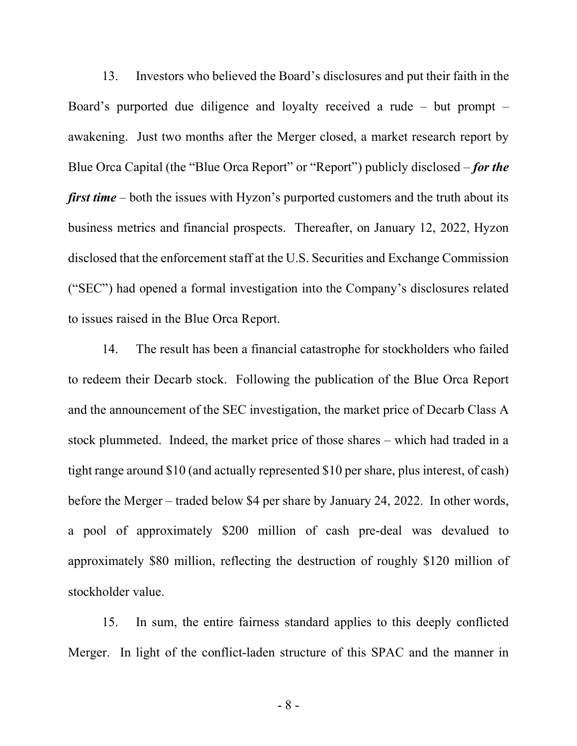13. Investors who believed the Board's disclosures and put their faith in the Board's purported due diligence and loyalty received a rude – but prompt – awakening. Just two months after the Merger closed, a market research report by Blue Orca Capital (the "Blue Orca Report" or "Report") publicly disclosed – ***for the first time*** – both the issues with Hyzon's purported customers and the truth about its business metrics and financial prospects. Thereafter, on January 12, 2022, Hyzon disclosed that the enforcement staff at the U.S. Securities and Exchange Commission ("SEC") had opened a formal investigation into the Company's disclosures related to issues raised in the Blue Orca Report.

14. The result has been a financial catastrophe for stockholders who failed to redeem their Decarb stock. Following the publication of the Blue Orca Report and the announcement of the SEC investigation, the market price of Decarb Class A stock plummeted. Indeed, the market price of those shares – which had traded in a tight range around $10 (and actually represented $10 per share, plus interest, of cash) before the Merger – traded below $4 per share by January 24, 2022. In other words, a pool of approximately $200 million of cash pre-deal was devalued to approximately $80 million, reflecting the destruction of roughly $120 million of stockholder value.

15. In sum, the entire fairness standard applies to this deeply conflicted Merger. In light of the conflict-laden structure of this SPAC and the manner in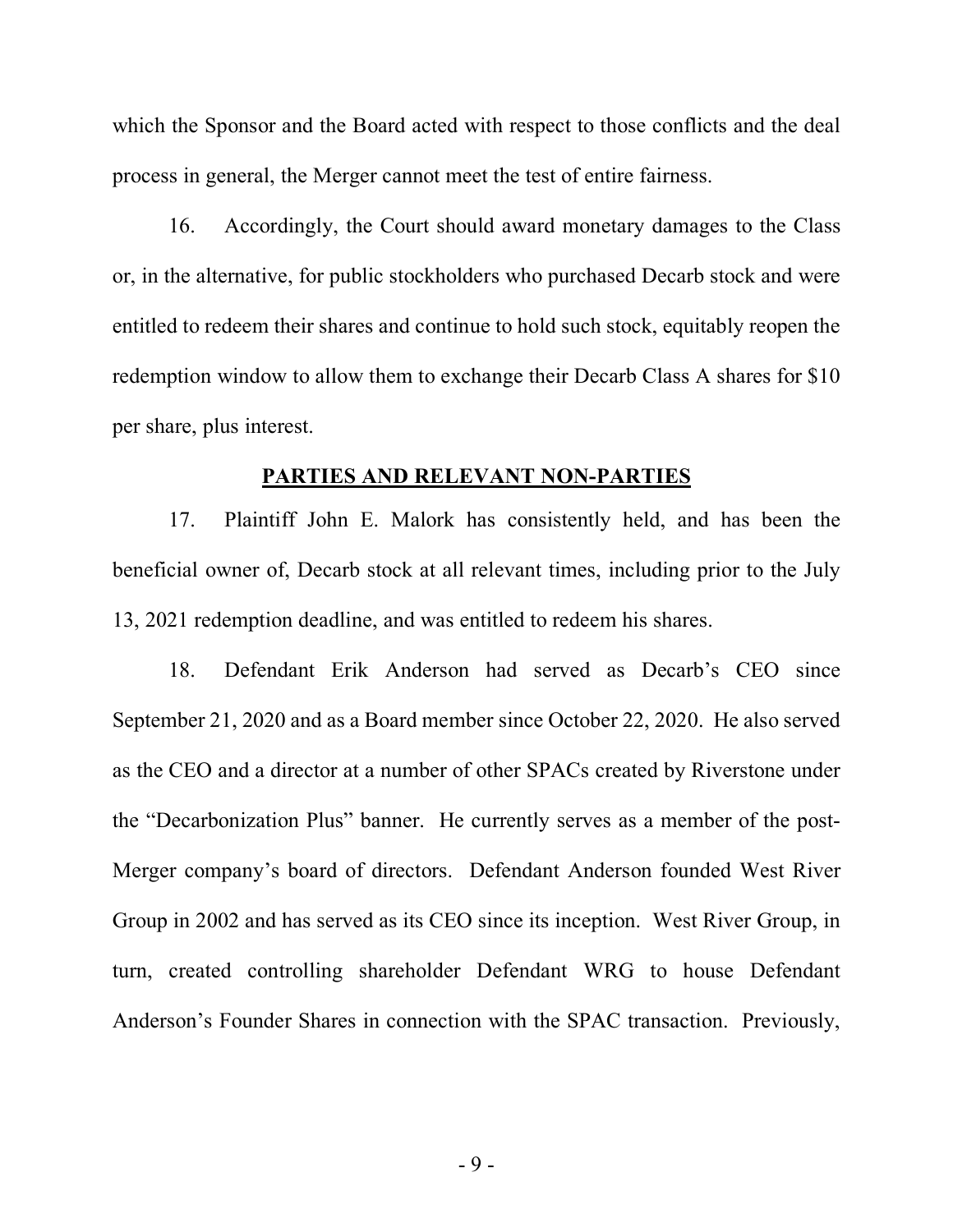which the Sponsor and the Board acted with respect to those conflicts and the deal process in general, the Merger cannot meet the test of entire fairness.

16. Accordingly, the Court should award monetary damages to the Class or, in the alternative, for public stockholders who purchased Decarb stock and were entitled to redeem their shares and continue to hold such stock, equitably reopen the redemption window to allow them to exchange their Decarb Class A shares for $10 per share, plus interest.

## **PARTIES AND RELEVANT NON-PARTIES**

17. Plaintiff John E. Malork has consistently held, and has been the beneficial owner of, Decarb stock at all relevant times, including prior to the July 13, 2021 redemption deadline, and was entitled to redeem his shares.

18. Defendant Erik Anderson had served as Decarb's CEO since September 21, 2020 and as a Board member since October 22, 2020. He also served as the CEO and a director at a number of other SPACs created by Riverstone under the "Decarbonization Plus" banner. He currently serves as a member of the post-Merger company's board of directors. Defendant Anderson founded West River Group in 2002 and has served as its CEO since its inception. West River Group, in turn, created controlling shareholder Defendant WRG to house Defendant Anderson's Founder Shares in connection with the SPAC transaction. Previously,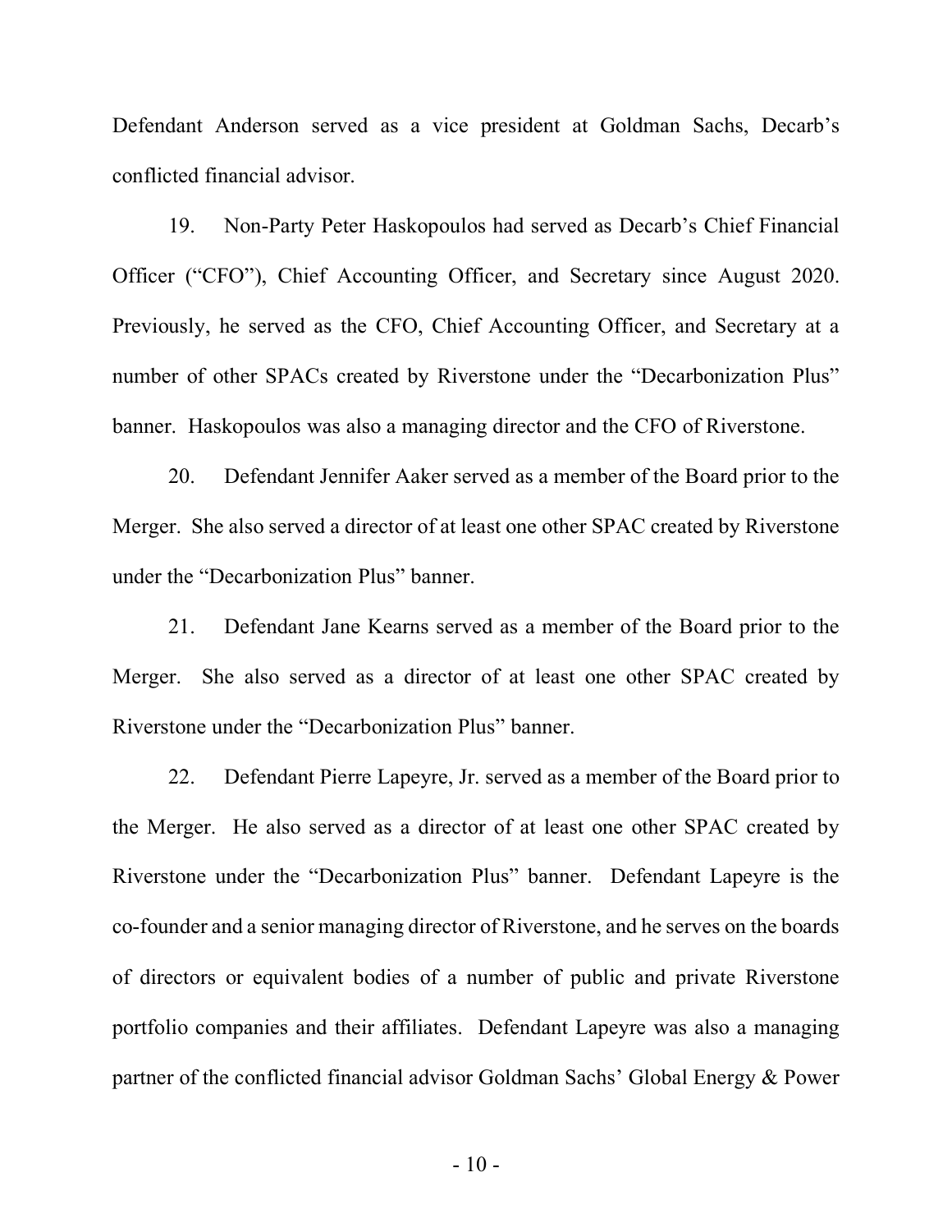Defendant Anderson served as a vice president at Goldman Sachs, Decarb's conflicted financial advisor.

19. Non-Party Peter Haskopoulos had served as Decarb's Chief Financial Officer ("CFO"), Chief Accounting Officer, and Secretary since August 2020. Previously, he served as the CFO, Chief Accounting Officer, and Secretary at a number of other SPACs created by Riverstone under the "Decarbonization Plus" banner. Haskopoulos was also a managing director and the CFO of Riverstone.

20. Defendant Jennifer Aaker served as a member of the Board prior to the Merger. She also served a director of at least one other SPAC created by Riverstone under the "Decarbonization Plus" banner.

21. Defendant Jane Kearns served as a member of the Board prior to the Merger. She also served as a director of at least one other SPAC created by Riverstone under the "Decarbonization Plus" banner.

22. Defendant Pierre Lapeyre, Jr. served as a member of the Board prior to the Merger. He also served as a director of at least one other SPAC created by Riverstone under the "Decarbonization Plus" banner. Defendant Lapeyre is the co-founder and a senior managing director of Riverstone, and he serves on the boards of directors or equivalent bodies of a number of public and private Riverstone portfolio companies and their affiliates. Defendant Lapeyre was also a managing partner of the conflicted financial advisor Goldman Sachs' Global Energy & Power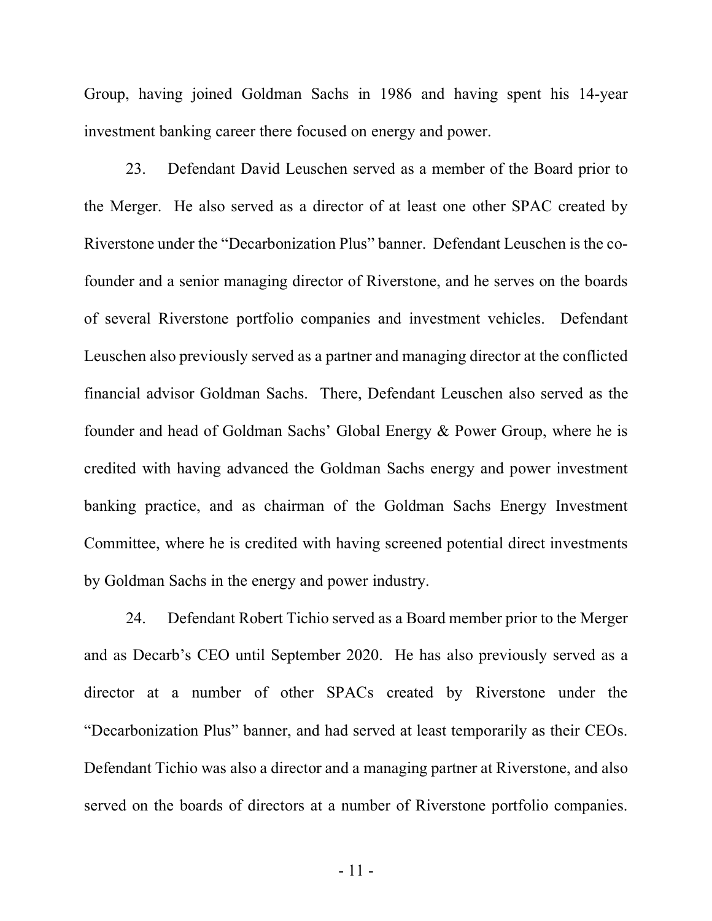Group, having joined Goldman Sachs in 1986 and having spent his 14-year investment banking career there focused on energy and power.

23. Defendant David Leuschen served as a member of the Board prior to the Merger. He also served as a director of at least one other SPAC created by Riverstone under the "Decarbonization Plus" banner. Defendant Leuschen is the co-founder and a senior managing director of Riverstone, and he serves on the boards of several Riverstone portfolio companies and investment vehicles. Defendant Leuschen also previously served as a partner and managing director at the conflicted financial advisor Goldman Sachs. There, Defendant Leuschen also served as the founder and head of Goldman Sachs' Global Energy & Power Group, where he is credited with having advanced the Goldman Sachs energy and power investment banking practice, and as chairman of the Goldman Sachs Energy Investment Committee, where he is credited with having screened potential direct investments by Goldman Sachs in the energy and power industry.

24. Defendant Robert Tichio served as a Board member prior to the Merger and as Decarb's CEO until September 2020. He has also previously served as a director at a number of other SPACs created by Riverstone under the "Decarbonization Plus" banner, and had served at least temporarily as their CEOs. Defendant Tichio was also a director and a managing partner at Riverstone, and also served on the boards of directors at a number of Riverstone portfolio companies.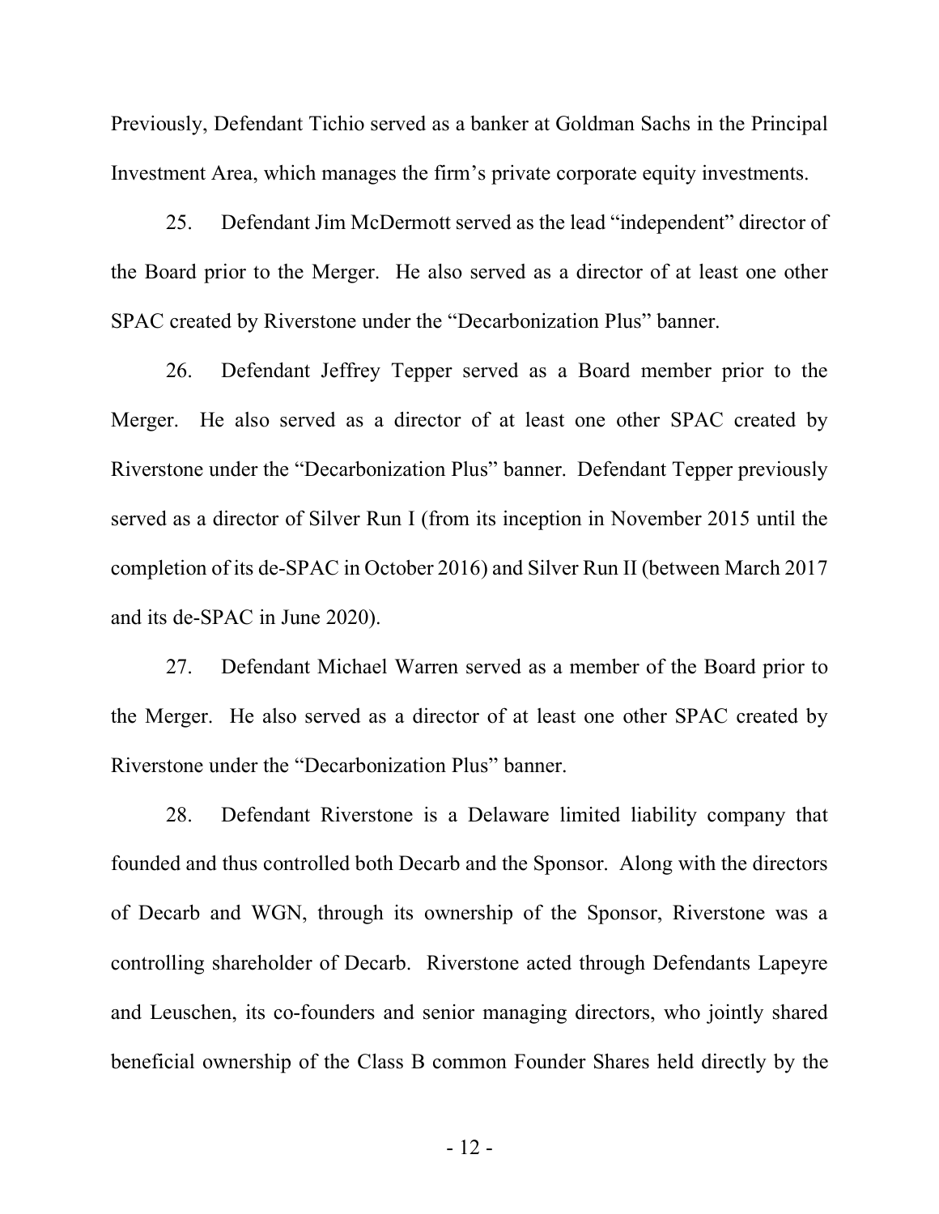Previously, Defendant Tichio served as a banker at Goldman Sachs in the Principal Investment Area, which manages the firm's private corporate equity investments.

25. Defendant Jim McDermott served as the lead "independent" director of the Board prior to the Merger. He also served as a director of at least one other SPAC created by Riverstone under the "Decarbonization Plus" banner.

26. Defendant Jeffrey Tepper served as a Board member prior to the Merger. He also served as a director of at least one other SPAC created by Riverstone under the "Decarbonization Plus" banner. Defendant Tepper previously served as a director of Silver Run I (from its inception in November 2015 until the completion of its de-SPAC in October 2016) and Silver Run II (between March 2017 and its de-SPAC in June 2020).

27. Defendant Michael Warren served as a member of the Board prior to the Merger. He also served as a director of at least one other SPAC created by Riverstone under the "Decarbonization Plus" banner.

28. Defendant Riverstone is a Delaware limited liability company that founded and thus controlled both Decarb and the Sponsor. Along with the directors of Decarb and WGN, through its ownership of the Sponsor, Riverstone was a controlling shareholder of Decarb. Riverstone acted through Defendants Lapeyre and Leuschen, its co-founders and senior managing directors, who jointly shared beneficial ownership of the Class B common Founder Shares held directly by the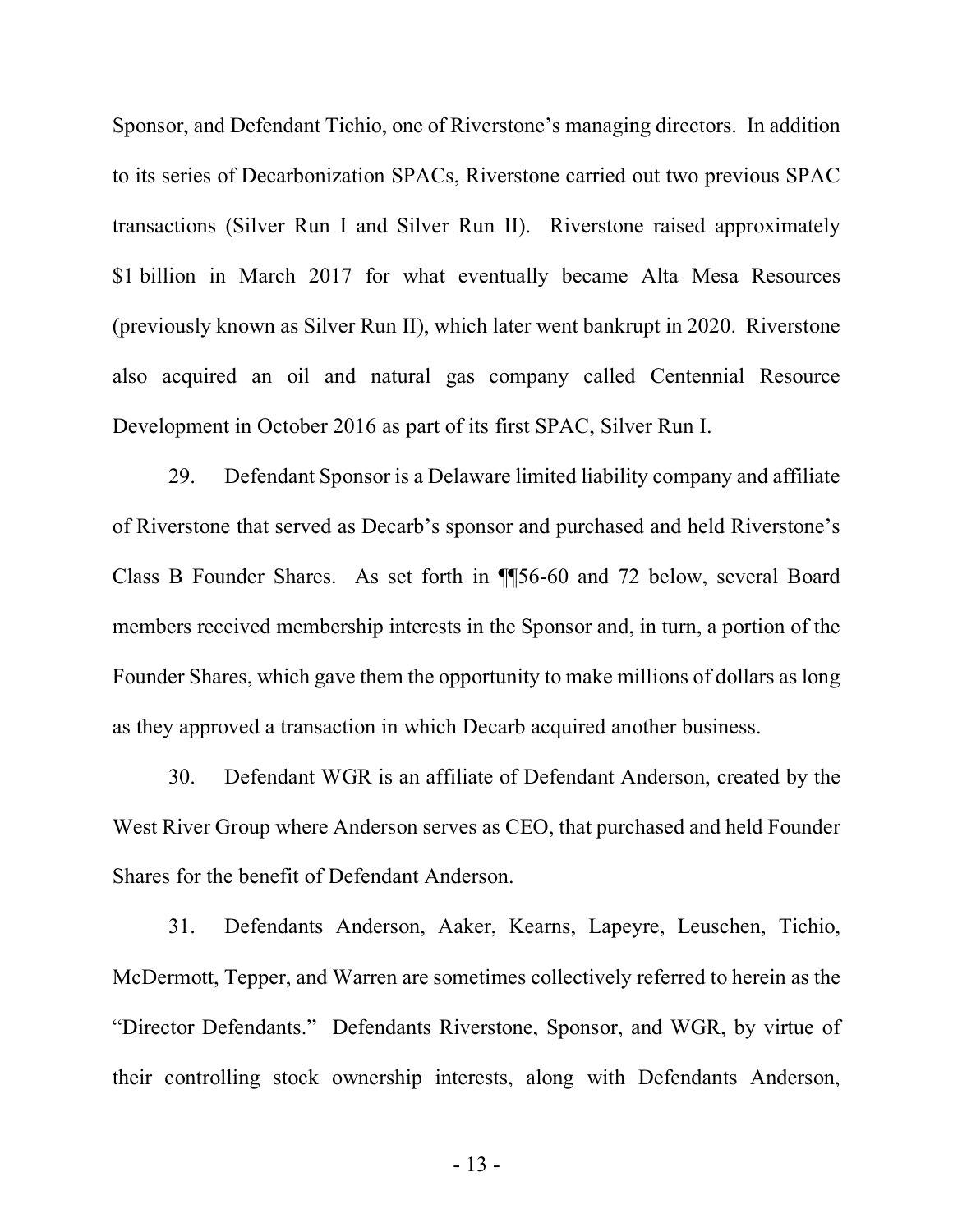Sponsor, and Defendant Tichio, one of Riverstone's managing directors. In addition to its series of Decarbonization SPACs, Riverstone carried out two previous SPAC transactions (Silver Run I and Silver Run II). Riverstone raised approximately $1 billion in March 2017 for what eventually became Alta Mesa Resources (previously known as Silver Run II), which later went bankrupt in 2020. Riverstone also acquired an oil and natural gas company called Centennial Resource Development in October 2016 as part of its first SPAC, Silver Run I.

29. Defendant Sponsor is a Delaware limited liability company and affiliate of Riverstone that served as Decarb's sponsor and purchased and held Riverstone's Class B Founder Shares. As set forth in ¶¶56-60 and 72 below, several Board members received membership interests in the Sponsor and, in turn, a portion of the Founder Shares, which gave them the opportunity to make millions of dollars as long as they approved a transaction in which Decarb acquired another business.

30. Defendant WGR is an affiliate of Defendant Anderson, created by the West River Group where Anderson serves as CEO, that purchased and held Founder Shares for the benefit of Defendant Anderson.

31. Defendants Anderson, Aaker, Kearns, Lapeyre, Leuschen, Tichio, McDermott, Tepper, and Warren are sometimes collectively referred to herein as the "Director Defendants." Defendants Riverstone, Sponsor, and WGR, by virtue of their controlling stock ownership interests, along with Defendants Anderson,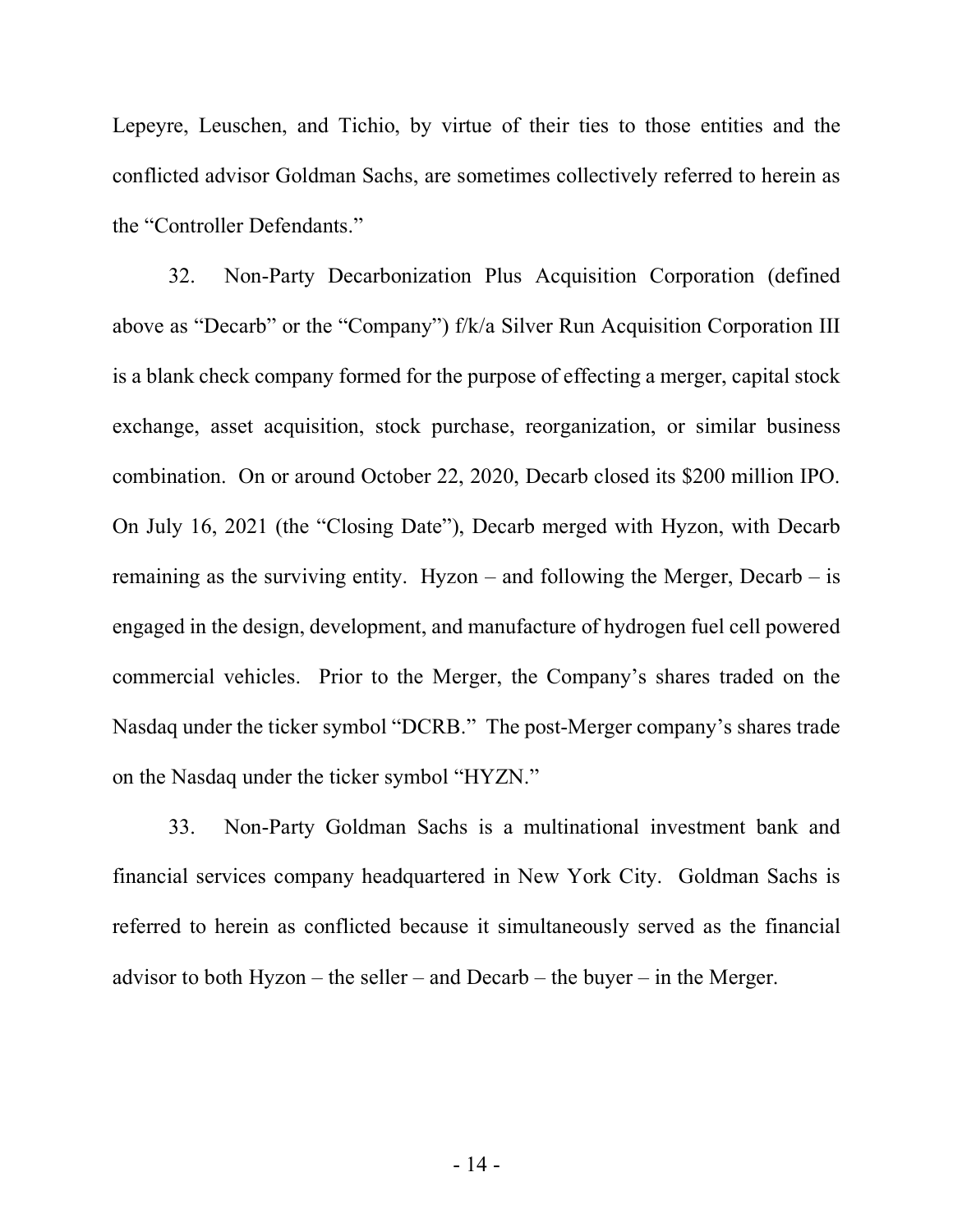Lepeyre, Leuschen, and Tichio, by virtue of their ties to those entities and the conflicted advisor Goldman Sachs, are sometimes collectively referred to herein as the "Controller Defendants."

32. Non-Party Decarbonization Plus Acquisition Corporation (defined above as "Decarb" or the "Company") f/k/a Silver Run Acquisition Corporation III is a blank check company formed for the purpose of effecting a merger, capital stock exchange, asset acquisition, stock purchase, reorganization, or similar business combination. On or around October 22, 2020, Decarb closed its $200 million IPO. On July 16, 2021 (the "Closing Date"), Decarb merged with Hyzon, with Decarb remaining as the surviving entity. Hyzon – and following the Merger, Decarb – is engaged in the design, development, and manufacture of hydrogen fuel cell powered commercial vehicles. Prior to the Merger, the Company's shares traded on the Nasdaq under the ticker symbol "DCRB." The post-Merger company's shares trade on the Nasdaq under the ticker symbol "HYZN."

33. Non-Party Goldman Sachs is a multinational investment bank and financial services company headquartered in New York City. Goldman Sachs is referred to herein as conflicted because it simultaneously served as the financial advisor to both Hyzon – the seller – and Decarb – the buyer – in the Merger.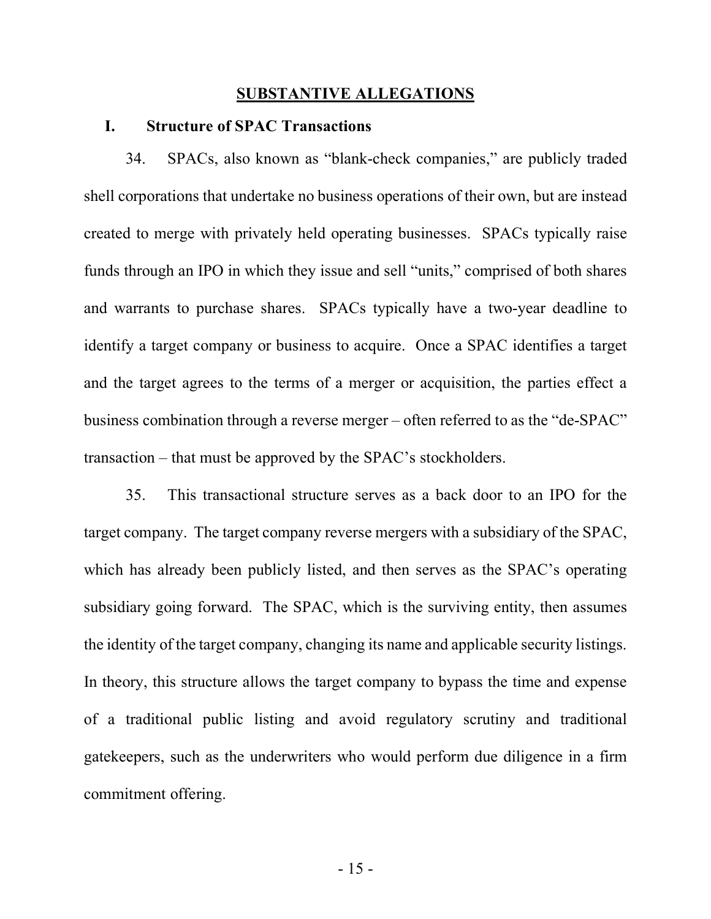## SUBSTANTIVE ALLEGATIONS

### I. Structure of SPAC Transactions

34. SPACs, also known as "blank-check companies," are publicly traded shell corporations that undertake no business operations of their own, but are instead created to merge with privately held operating businesses. SPACs typically raise funds through an IPO in which they issue and sell "units," comprised of both shares and warrants to purchase shares. SPACs typically have a two-year deadline to identify a target company or business to acquire. Once a SPAC identifies a target and the target agrees to the terms of a merger or acquisition, the parties effect a business combination through a reverse merger – often referred to as the "de-SPAC" transaction – that must be approved by the SPAC's stockholders.

35. This transactional structure serves as a back door to an IPO for the target company. The target company reverse mergers with a subsidiary of the SPAC, which has already been publicly listed, and then serves as the SPAC's operating subsidiary going forward. The SPAC, which is the surviving entity, then assumes the identity of the target company, changing its name and applicable security listings. In theory, this structure allows the target company to bypass the time and expense of a traditional public listing and avoid regulatory scrutiny and traditional gatekeepers, such as the underwriters who would perform due diligence in a firm commitment offering.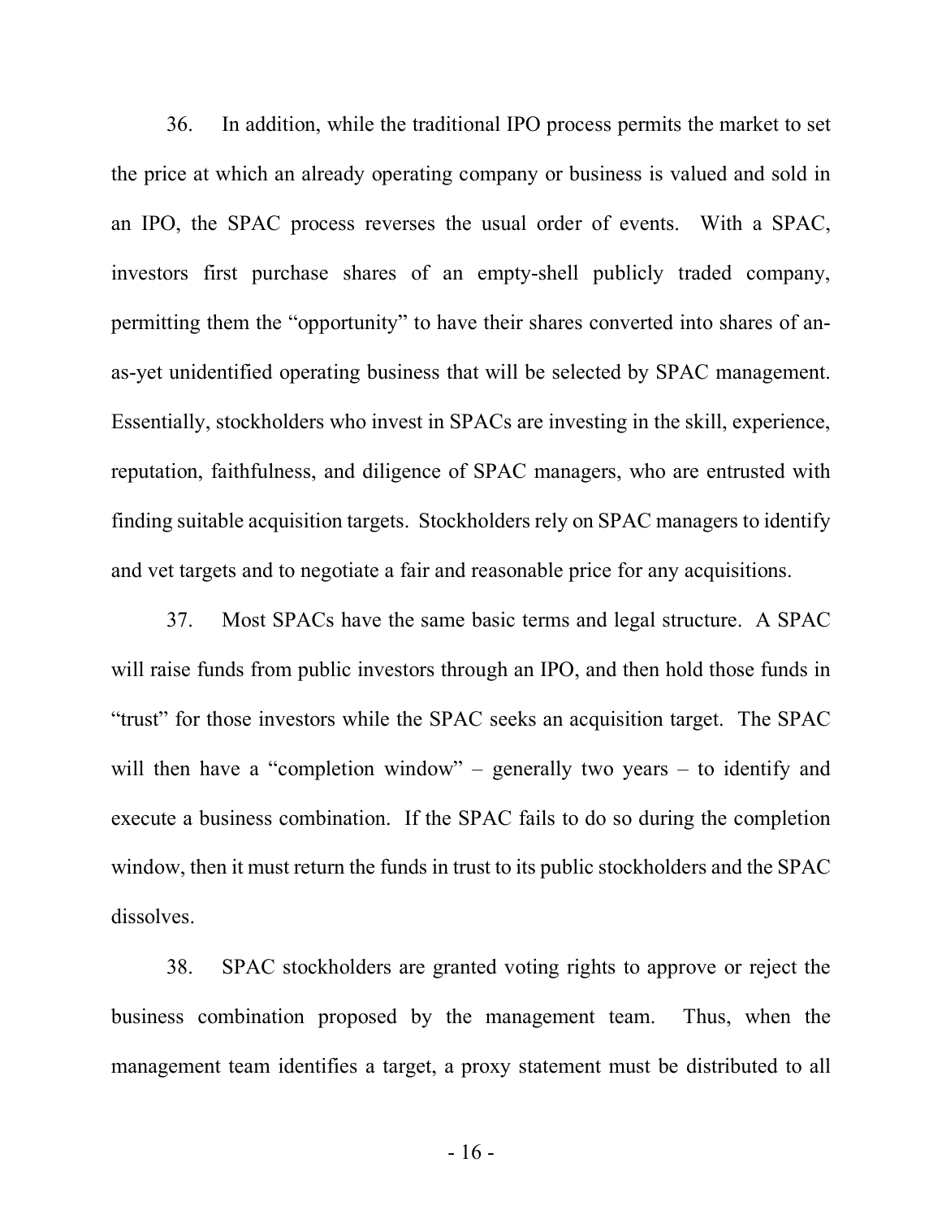36. In addition, while the traditional IPO process permits the market to set the price at which an already operating company or business is valued and sold in an IPO, the SPAC process reverses the usual order of events. With a SPAC, investors first purchase shares of an empty-shell publicly traded company, permitting them the "opportunity" to have their shares converted into shares of an-as-yet unidentified operating business that will be selected by SPAC management. Essentially, stockholders who invest in SPACs are investing in the skill, experience, reputation, faithfulness, and diligence of SPAC managers, who are entrusted with finding suitable acquisition targets. Stockholders rely on SPAC managers to identify and vet targets and to negotiate a fair and reasonable price for any acquisitions.

37. Most SPACs have the same basic terms and legal structure. A SPAC will raise funds from public investors through an IPO, and then hold those funds in "trust" for those investors while the SPAC seeks an acquisition target. The SPAC will then have a "completion window" – generally two years – to identify and execute a business combination. If the SPAC fails to do so during the completion window, then it must return the funds in trust to its public stockholders and the SPAC dissolves.

38. SPAC stockholders are granted voting rights to approve or reject the business combination proposed by the management team. Thus, when the management team identifies a target, a proxy statement must be distributed to all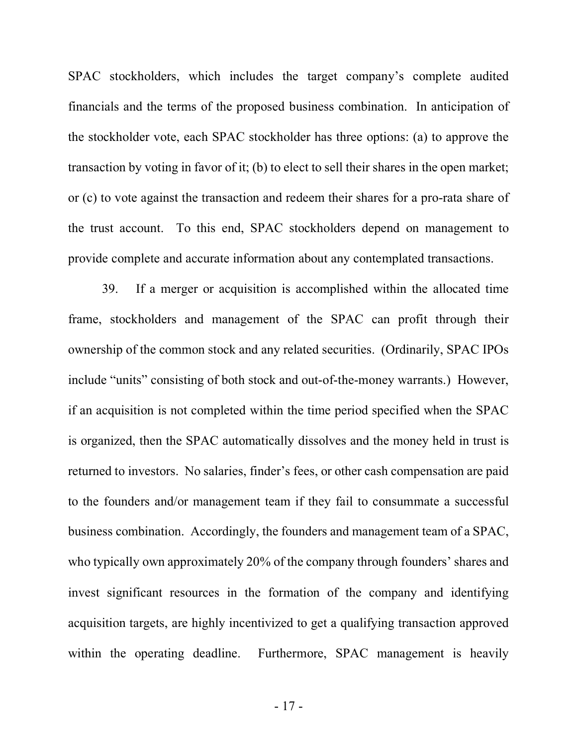SPAC stockholders, which includes the target company's complete audited financials and the terms of the proposed business combination. In anticipation of the stockholder vote, each SPAC stockholder has three options: (a) to approve the transaction by voting in favor of it; (b) to elect to sell their shares in the open market; or (c) to vote against the transaction and redeem their shares for a pro-rata share of the trust account. To this end, SPAC stockholders depend on management to provide complete and accurate information about any contemplated transactions.

39. If a merger or acquisition is accomplished within the allocated time frame, stockholders and management of the SPAC can profit through their ownership of the common stock and any related securities. (Ordinarily, SPAC IPOs include "units" consisting of both stock and out-of-the-money warrants.) However, if an acquisition is not completed within the time period specified when the SPAC is organized, then the SPAC automatically dissolves and the money held in trust is returned to investors. No salaries, finder's fees, or other cash compensation are paid to the founders and/or management team if they fail to consummate a successful business combination. Accordingly, the founders and management team of a SPAC, who typically own approximately 20% of the company through founders' shares and invest significant resources in the formation of the company and identifying acquisition targets, are highly incentivized to get a qualifying transaction approved within the operating deadline. Furthermore, SPAC management is heavily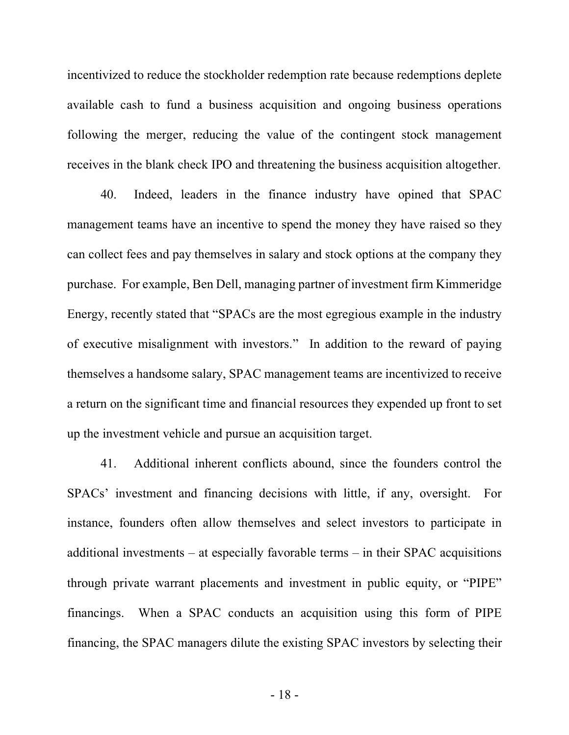incentivized to reduce the stockholder redemption rate because redemptions deplete available cash to fund a business acquisition and ongoing business operations following the merger, reducing the value of the contingent stock management receives in the blank check IPO and threatening the business acquisition altogether.

40. Indeed, leaders in the finance industry have opined that SPAC management teams have an incentive to spend the money they have raised so they can collect fees and pay themselves in salary and stock options at the company they purchase. For example, Ben Dell, managing partner of investment firm Kimmeridge Energy, recently stated that "SPACs are the most egregious example in the industry of executive misalignment with investors." In addition to the reward of paying themselves a handsome salary, SPAC management teams are incentivized to receive a return on the significant time and financial resources they expended up front to set up the investment vehicle and pursue an acquisition target.

41. Additional inherent conflicts abound, since the founders control the SPACs' investment and financing decisions with little, if any, oversight. For instance, founders often allow themselves and select investors to participate in additional investments – at especially favorable terms – in their SPAC acquisitions through private warrant placements and investment in public equity, or "PIPE" financings. When a SPAC conducts an acquisition using this form of PIPE financing, the SPAC managers dilute the existing SPAC investors by selecting their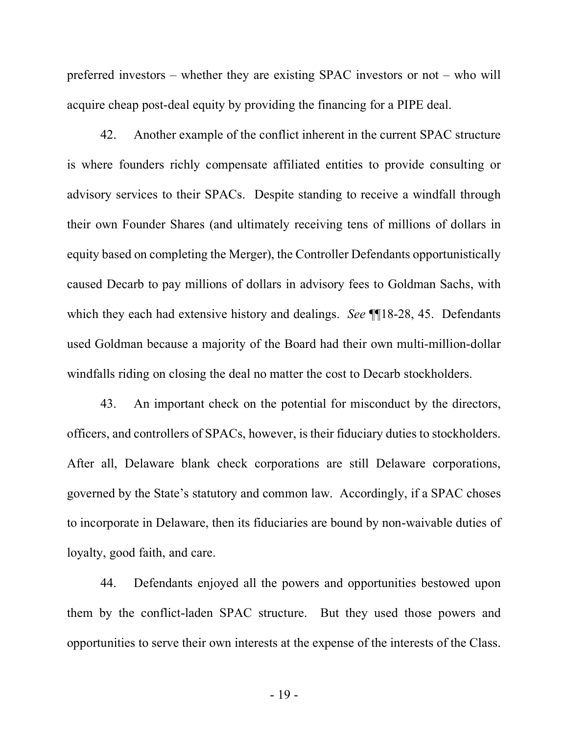preferred investors – whether they are existing SPAC investors or not – who will acquire cheap post-deal equity by providing the financing for a PIPE deal.

42. Another example of the conflict inherent in the current SPAC structure is where founders richly compensate affiliated entities to provide consulting or advisory services to their SPACs. Despite standing to receive a windfall through their own Founder Shares (and ultimately receiving tens of millions of dollars in equity based on completing the Merger), the Controller Defendants opportunistically caused Decarb to pay millions of dollars in advisory fees to Goldman Sachs, with which they each had extensive history and dealings. *See* ¶¶18-28, 45. Defendants used Goldman because a majority of the Board had their own multi-million-dollar windfalls riding on closing the deal no matter the cost to Decarb stockholders.

43. An important check on the potential for misconduct by the directors, officers, and controllers of SPACs, however, is their fiduciary duties to stockholders. After all, Delaware blank check corporations are still Delaware corporations, governed by the State's statutory and common law. Accordingly, if a SPAC choses to incorporate in Delaware, then its fiduciaries are bound by non-waivable duties of loyalty, good faith, and care.

44. Defendants enjoyed all the powers and opportunities bestowed upon them by the conflict-laden SPAC structure. But they used those powers and opportunities to serve their own interests at the expense of the interests of the Class.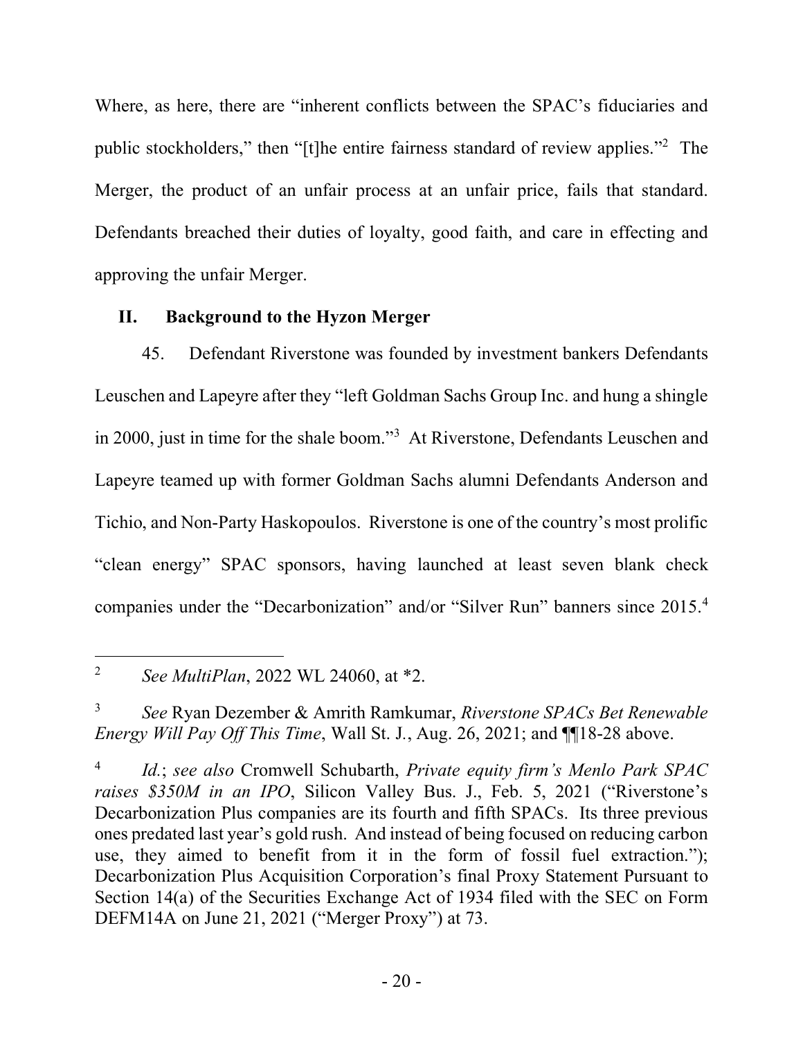Where, as here, there are "inherent conflicts between the SPAC's fiduciaries and public stockholders," then "[t]he entire fairness standard of review applies."[2] The Merger, the product of an unfair process at an unfair price, fails that standard. Defendants breached their duties of loyalty, good faith, and care in effecting and approving the unfair Merger.

## II. Background to the Hyzon Merger

45. Defendant Riverstone was founded by investment bankers Defendants Leuschen and Lapeyre after they "left Goldman Sachs Group Inc. and hung a shingle in 2000, just in time for the shale boom."[3] At Riverstone, Defendants Leuschen and Lapeyre teamed up with former Goldman Sachs alumni Defendants Anderson and Tichio, and Non-Party Haskopoulos. Riverstone is one of the country's most prolific "clean energy" SPAC sponsors, having launched at least seven blank check companies under the "Decarbonization" and/or "Silver Run" banners since 2015.[4]

---

[2] *See MultiPlan*, 2022 WL 24060, at *2.

[3] *See* Ryan Dezember & Amrith Ramkumar, *Riverstone SPACs Bet Renewable Energy Will Pay Off This Time*, Wall St. J., Aug. 26, 2021; and ¶¶18-28 above.

[4] *Id.*; *see also* Cromwell Schubarth, *Private equity firm's Menlo Park SPAC raises $350M in an IPO*, Silicon Valley Bus. J., Feb. 5, 2021 ("Riverstone's Decarbonization Plus companies are its fourth and fifth SPACs. Its three previous ones predated last year's gold rush. And instead of being focused on reducing carbon use, they aimed to benefit from it in the form of fossil fuel extraction."); Decarbonization Plus Acquisition Corporation's final Proxy Statement Pursuant to Section 14(a) of the Securities Exchange Act of 1934 filed with the SEC on Form DEFM14A on June 21, 2021 ("Merger Proxy") at 73.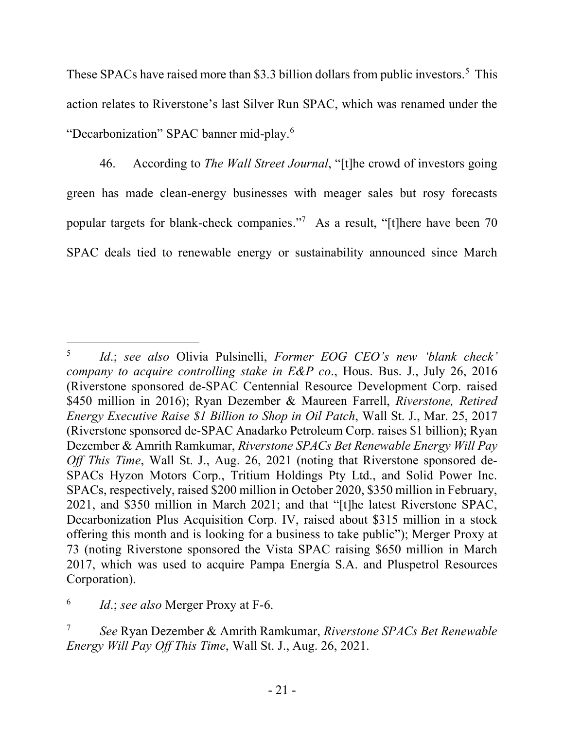These SPACs have raised more than $3.3 billion dollars from public investors.[5] This action relates to Riverstone's last Silver Run SPAC, which was renamed under the "Decarbonization" SPAC banner mid-play.[6]

46. According to *The Wall Street Journal*, "[t]he crowd of investors going green has made clean-energy businesses with meager sales but rosy forecasts popular targets for blank-check companies."[7] As a result, "[t]here have been 70 SPAC deals tied to renewable energy or sustainability announced since March

---

[5] *Id*.; *see also* Olivia Pulsinelli, *Former EOG CEO's new 'blank check' company to acquire controlling stake in E&P co*., Hous. Bus. J., July 26, 2016 (Riverstone sponsored de-SPAC Centennial Resource Development Corp. raised $450 million in 2016); Ryan Dezember & Maureen Farrell, *Riverstone, Retired Energy Executive Raise $1 Billion to Shop in Oil Patch*, Wall St. J., Mar. 25, 2017 (Riverstone sponsored de-SPAC Anadarko Petroleum Corp. raises $1 billion); Ryan Dezember & Amrith Ramkumar, *Riverstone SPACs Bet Renewable Energy Will Pay Off This Time*, Wall St. J., Aug. 26, 2021 (noting that Riverstone sponsored de-SPACs Hyzon Motors Corp., Tritium Holdings Pty Ltd., and Solid Power Inc. SPACs, respectively, raised $200 million in October 2020, $350 million in February, 2021, and $350 million in March 2021; and that "[t]he latest Riverstone SPAC, Decarbonization Plus Acquisition Corp. IV, raised about $315 million in a stock offering this month and is looking for a business to take public"); Merger Proxy at 73 (noting Riverstone sponsored the Vista SPAC raising $650 million in March 2017, which was used to acquire Pampa Energía S.A. and Pluspetrol Resources Corporation).

[6] *Id*.; *see also* Merger Proxy at F-6.

[7] *See* Ryan Dezember & Amrith Ramkumar, *Riverstone SPACs Bet Renewable Energy Will Pay Off This Time*, Wall St. J., Aug. 26, 2021.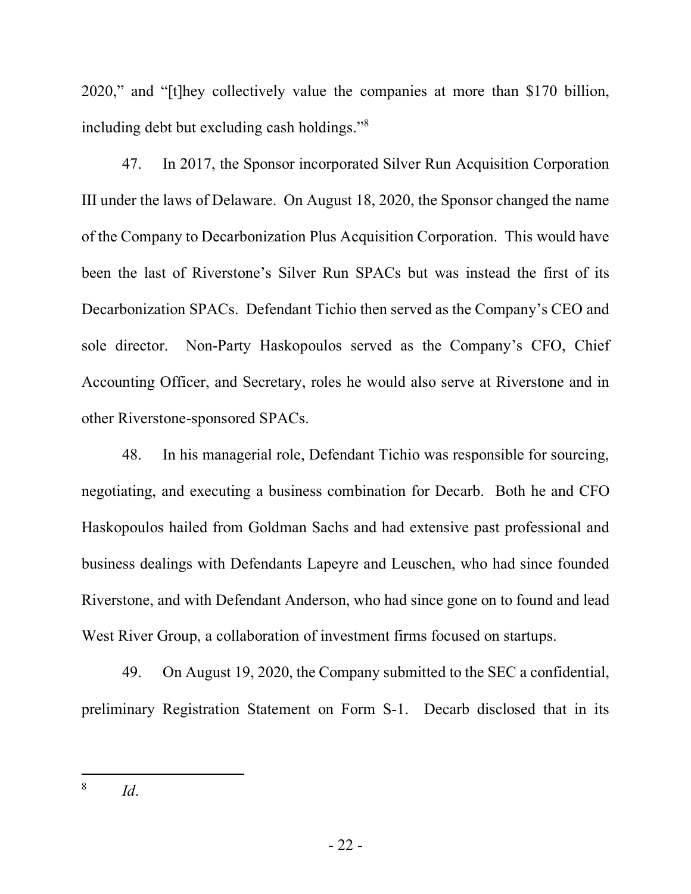2020," and "[t]hey collectively value the companies at more than $170 billion, including debt but excluding cash holdings."[8]

47. In 2017, the Sponsor incorporated Silver Run Acquisition Corporation III under the laws of Delaware. On August 18, 2020, the Sponsor changed the name of the Company to Decarbonization Plus Acquisition Corporation. This would have been the last of Riverstone's Silver Run SPACs but was instead the first of its Decarbonization SPACs. Defendant Tichio then served as the Company's CEO and sole director. Non-Party Haskopoulos served as the Company's CFO, Chief Accounting Officer, and Secretary, roles he would also serve at Riverstone and in other Riverstone-sponsored SPACs.

48. In his managerial role, Defendant Tichio was responsible for sourcing, negotiating, and executing a business combination for Decarb. Both he and CFO Haskopoulos hailed from Goldman Sachs and had extensive past professional and business dealings with Defendants Lapeyre and Leuschen, who had since founded Riverstone, and with Defendant Anderson, who had since gone on to found and lead West River Group, a collaboration of investment firms focused on startups.

49. On August 19, 2020, the Company submitted to the SEC a confidential, preliminary Registration Statement on Form S-1. Decarb disclosed that in its

---

[8] *Id*.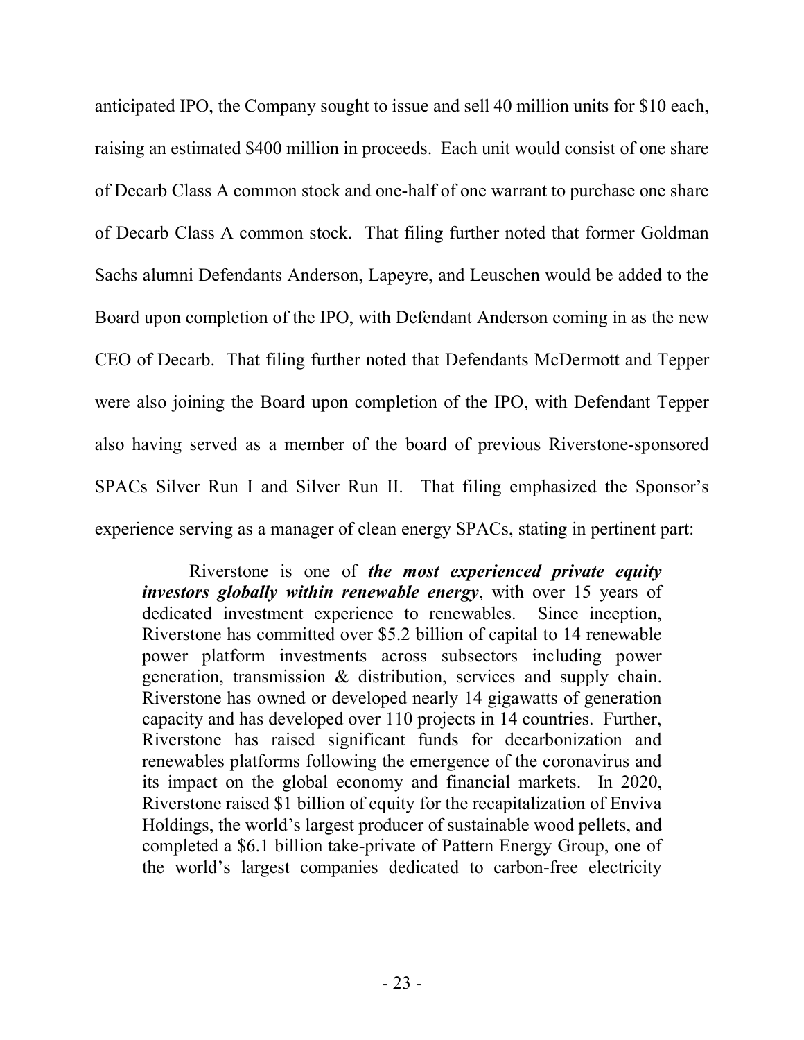anticipated IPO, the Company sought to issue and sell 40 million units for $10 each, raising an estimated $400 million in proceeds. Each unit would consist of one share of Decarb Class A common stock and one-half of one warrant to purchase one share of Decarb Class A common stock. That filing further noted that former Goldman Sachs alumni Defendants Anderson, Lapeyre, and Leuschen would be added to the Board upon completion of the IPO, with Defendant Anderson coming in as the new CEO of Decarb. That filing further noted that Defendants McDermott and Tepper were also joining the Board upon completion of the IPO, with Defendant Tepper also having served as a member of the board of previous Riverstone-sponsored SPACs Silver Run I and Silver Run II. That filing emphasized the Sponsor's experience serving as a manager of clean energy SPACs, stating in pertinent part:

> Riverstone is one of ***the most experienced private equity investors globally within renewable energy***, with over 15 years of dedicated investment experience to renewables. Since inception, Riverstone has committed over $5.2 billion of capital to 14 renewable power platform investments across subsectors including power generation, transmission & distribution, services and supply chain. Riverstone has owned or developed nearly 14 gigawatts of generation capacity and has developed over 110 projects in 14 countries. Further, Riverstone has raised significant funds for decarbonization and renewables platforms following the emergence of the coronavirus and its impact on the global economy and financial markets. In 2020, Riverstone raised $1 billion of equity for the recapitalization of Enviva Holdings, the world's largest producer of sustainable wood pellets, and completed a $6.1 billion take-private of Pattern Energy Group, one of the world's largest companies dedicated to carbon-free electricity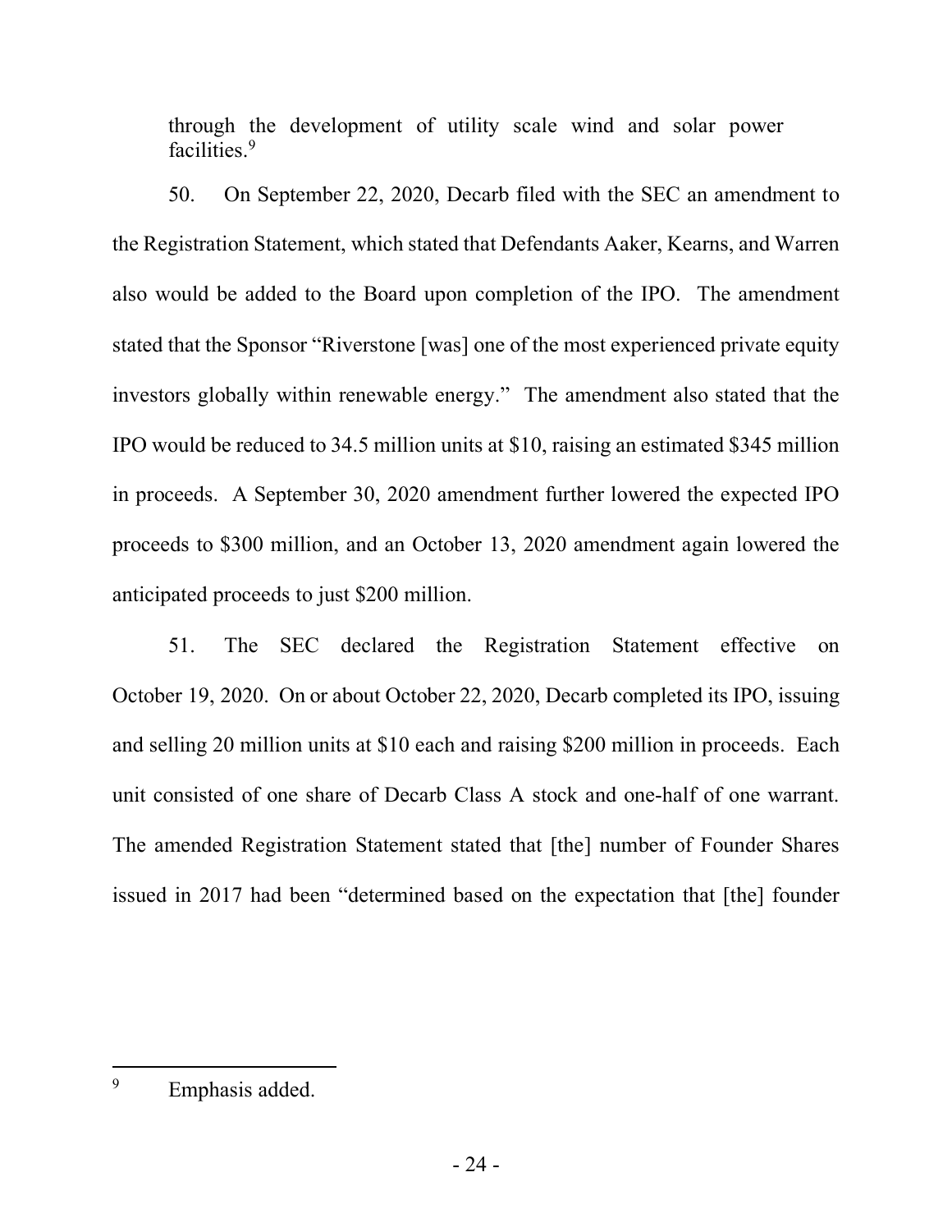through the development of utility scale wind and solar power facilities.[9]

50. On September 22, 2020, Decarb filed with the SEC an amendment to the Registration Statement, which stated that Defendants Aaker, Kearns, and Warren also would be added to the Board upon completion of the IPO. The amendment stated that the Sponsor "Riverstone [was] one of the most experienced private equity investors globally within renewable energy." The amendment also stated that the IPO would be reduced to 34.5 million units at $10, raising an estimated $345 million in proceeds. A September 30, 2020 amendment further lowered the expected IPO proceeds to $300 million, and an October 13, 2020 amendment again lowered the anticipated proceeds to just $200 million.

51. The SEC declared the Registration Statement effective on October 19, 2020. On or about October 22, 2020, Decarb completed its IPO, issuing and selling 20 million units at $10 each and raising $200 million in proceeds. Each unit consisted of one share of Decarb Class A stock and one-half of one warrant. The amended Registration Statement stated that [the] number of Founder Shares issued in 2017 had been "determined based on the expectation that [the] founder

---

[9] Emphasis added.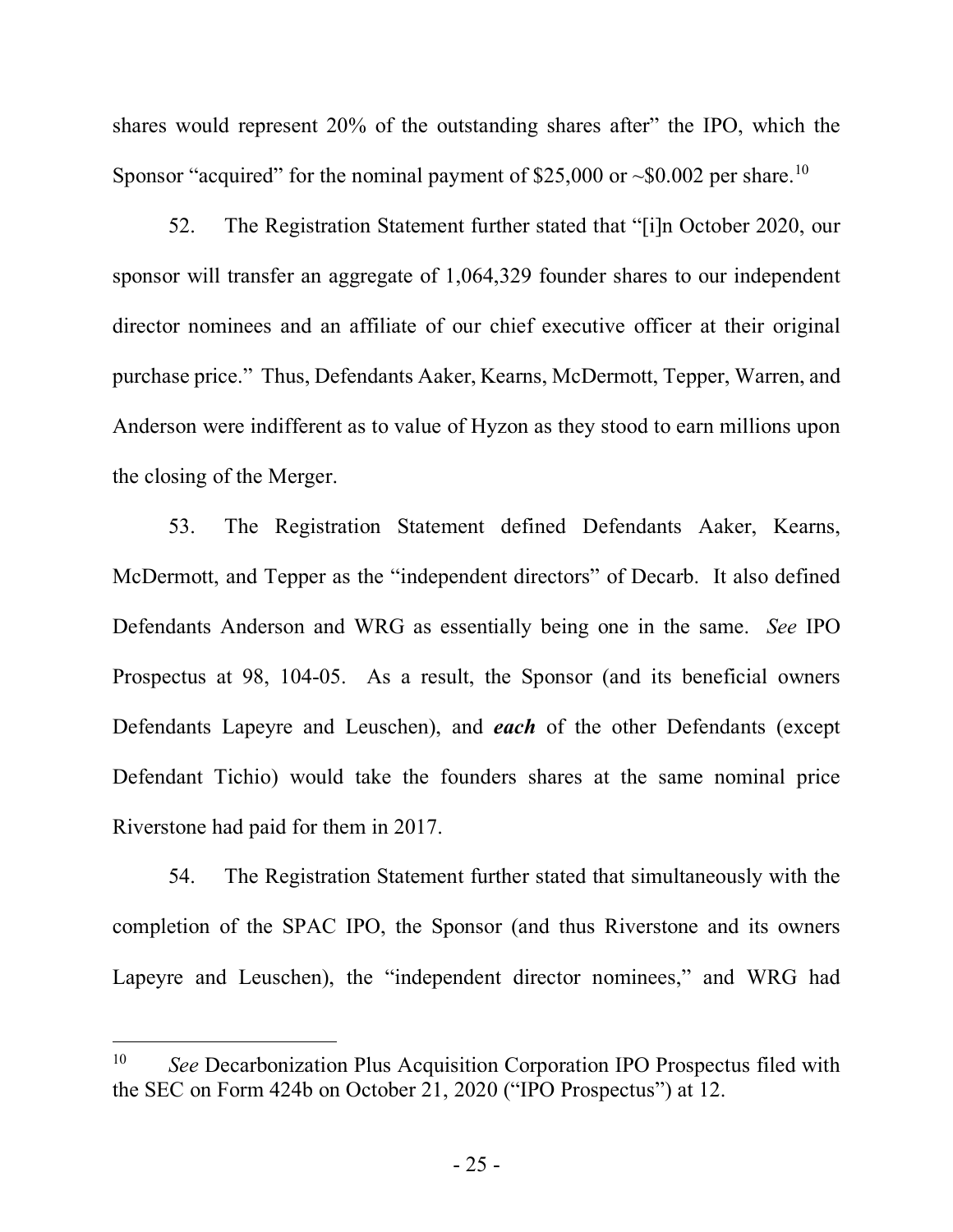shares would represent 20% of the outstanding shares after" the IPO, which the Sponsor "acquired" for the nominal payment of $25,000 or ~$0.002 per share.[10]

52. The Registration Statement further stated that "[i]n October 2020, our sponsor will transfer an aggregate of 1,064,329 founder shares to our independent director nominees and an affiliate of our chief executive officer at their original purchase price." Thus, Defendants Aaker, Kearns, McDermott, Tepper, Warren, and Anderson were indifferent as to value of Hyzon as they stood to earn millions upon the closing of the Merger.

53. The Registration Statement defined Defendants Aaker, Kearns, McDermott, and Tepper as the "independent directors" of Decarb. It also defined Defendants Anderson and WRG as essentially being one in the same. *See* IPO Prospectus at 98, 104-05. As a result, the Sponsor (and its beneficial owners Defendants Lapeyre and Leuschen), and ***each*** of the other Defendants (except Defendant Tichio) would take the founders shares at the same nominal price Riverstone had paid for them in 2017.

54. The Registration Statement further stated that simultaneously with the completion of the SPAC IPO, the Sponsor (and thus Riverstone and its owners Lapeyre and Leuschen), the "independent director nominees," and WRG had

---

[10] *See* Decarbonization Plus Acquisition Corporation IPO Prospectus filed with the SEC on Form 424b on October 21, 2020 ("IPO Prospectus") at 12.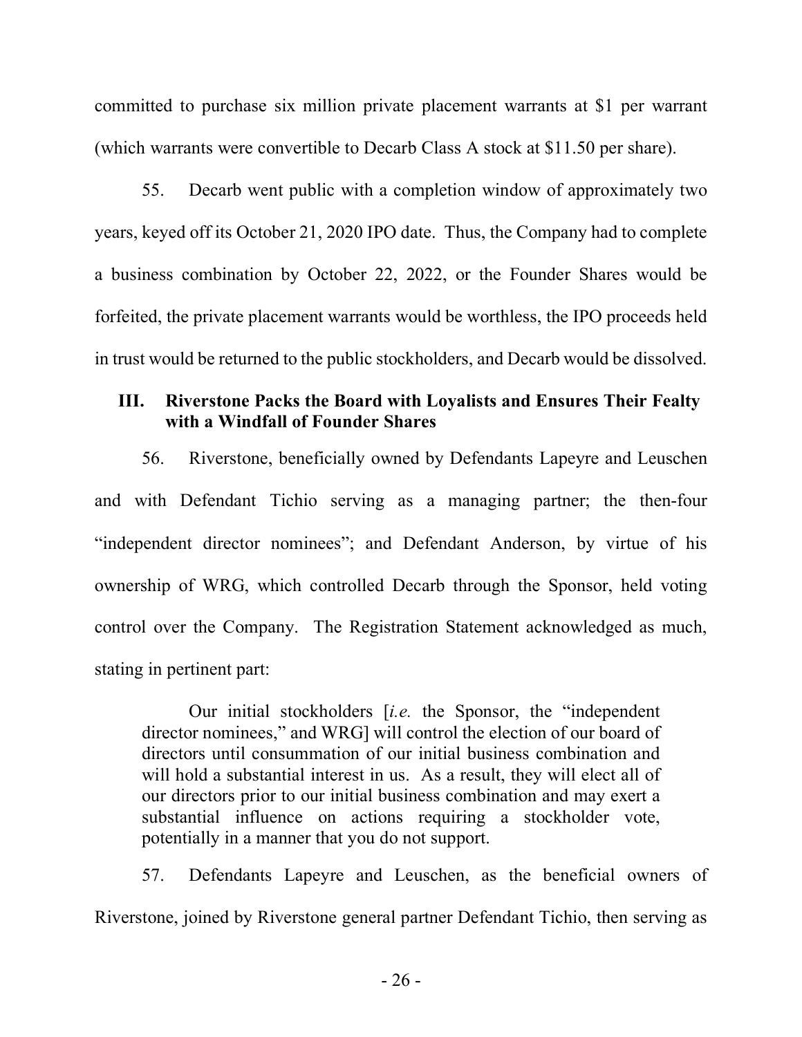committed to purchase six million private placement warrants at $1 per warrant (which warrants were convertible to Decarb Class A stock at $11.50 per share).

55. Decarb went public with a completion window of approximately two years, keyed off its October 21, 2020 IPO date. Thus, the Company had to complete a business combination by October 22, 2022, or the Founder Shares would be forfeited, the private placement warrants would be worthless, the IPO proceeds held in trust would be returned to the public stockholders, and Decarb would be dissolved.

### III. Riverstone Packs the Board with Loyalists and Ensures Their Fealty with a Windfall of Founder Shares

56. Riverstone, beneficially owned by Defendants Lapeyre and Leuschen and with Defendant Tichio serving as a managing partner; the then-four "independent director nominees"; and Defendant Anderson, by virtue of his ownership of WRG, which controlled Decarb through the Sponsor, held voting control over the Company. The Registration Statement acknowledged as much, stating in pertinent part:

> Our initial stockholders [*i.e.* the Sponsor, the "independent director nominees," and WRG] will control the election of our board of directors until consummation of our initial business combination and will hold a substantial interest in us. As a result, they will elect all of our directors prior to our initial business combination and may exert a substantial influence on actions requiring a stockholder vote, potentially in a manner that you do not support.

57. Defendants Lapeyre and Leuschen, as the beneficial owners of Riverstone, joined by Riverstone general partner Defendant Tichio, then serving as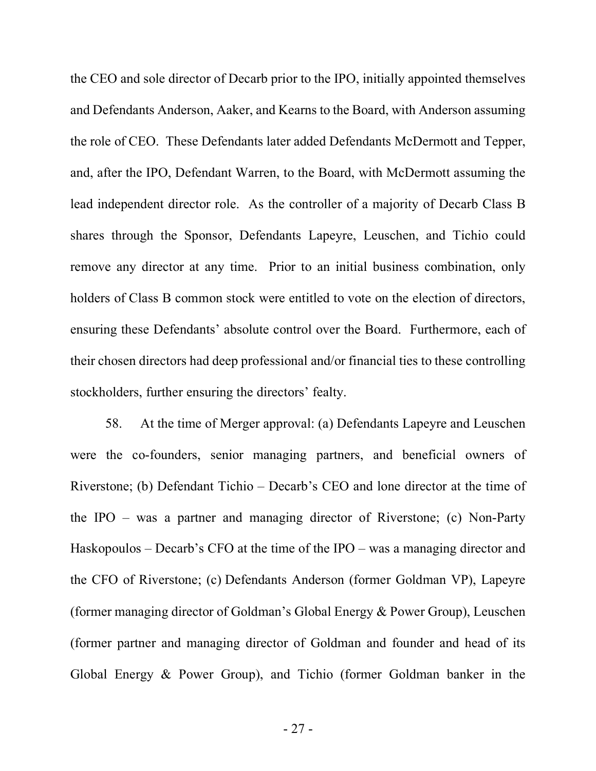the CEO and sole director of Decarb prior to the IPO, initially appointed themselves and Defendants Anderson, Aaker, and Kearns to the Board, with Anderson assuming the role of CEO. These Defendants later added Defendants McDermott and Tepper, and, after the IPO, Defendant Warren, to the Board, with McDermott assuming the lead independent director role. As the controller of a majority of Decarb Class B shares through the Sponsor, Defendants Lapeyre, Leuschen, and Tichio could remove any director at any time. Prior to an initial business combination, only holders of Class B common stock were entitled to vote on the election of directors, ensuring these Defendants' absolute control over the Board. Furthermore, each of their chosen directors had deep professional and/or financial ties to these controlling stockholders, further ensuring the directors' fealty.

58. At the time of Merger approval: (a) Defendants Lapeyre and Leuschen were the co-founders, senior managing partners, and beneficial owners of Riverstone; (b) Defendant Tichio – Decarb's CEO and lone director at the time of the IPO – was a partner and managing director of Riverstone; (c) Non-Party Haskopoulos – Decarb's CFO at the time of the IPO – was a managing director and the CFO of Riverstone; (c) Defendants Anderson (former Goldman VP), Lapeyre (former managing director of Goldman's Global Energy & Power Group), Leuschen (former partner and managing director of Goldman and founder and head of its Global Energy & Power Group), and Tichio (former Goldman banker in the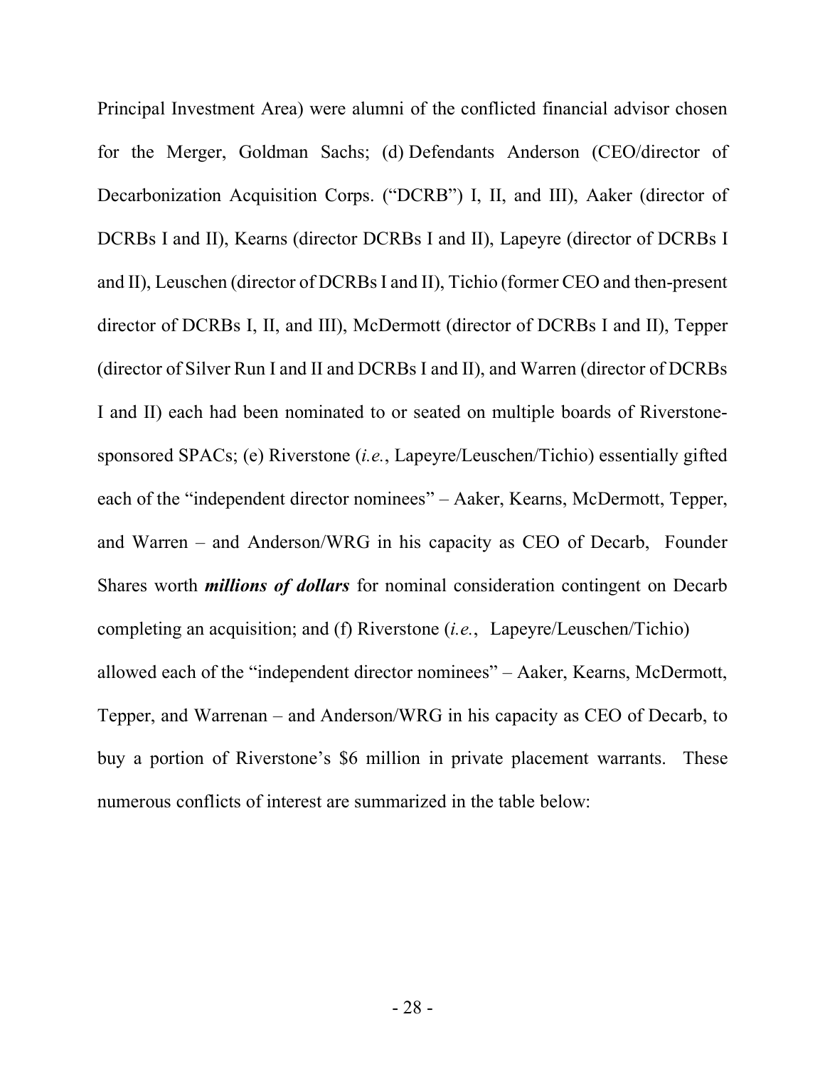Principal Investment Area) were alumni of the conflicted financial advisor chosen for the Merger, Goldman Sachs; (d) Defendants Anderson (CEO/director of Decarbonization Acquisition Corps. ("DCRB") I, II, and III), Aaker (director of DCRBs I and II), Kearns (director DCRBs I and II), Lapeyre (director of DCRBs I and II), Leuschen (director of DCRBs I and II), Tichio (former CEO and then-present director of DCRBs I, II, and III), McDermott (director of DCRBs I and II), Tepper (director of Silver Run I and II and DCRBs I and II), and Warren (director of DCRBs I and II) each had been nominated to or seated on multiple boards of Riverstone-sponsored SPACs; (e) Riverstone (*i.e.*, Lapeyre/Leuschen/Tichio) essentially gifted each of the "independent director nominees" – Aaker, Kearns, McDermott, Tepper, and Warren – and Anderson/WRG in his capacity as CEO of Decarb, Founder Shares worth ***millions of dollars*** for nominal consideration contingent on Decarb completing an acquisition; and (f) Riverstone (*i.e.*, Lapeyre/Leuschen/Tichio) allowed each of the "independent director nominees" – Aaker, Kearns, McDermott, Tepper, and Warrenan – and Anderson/WRG in his capacity as CEO of Decarb, to buy a portion of Riverstone's $6 million in private placement warrants. These numerous conflicts of interest are summarized in the table below: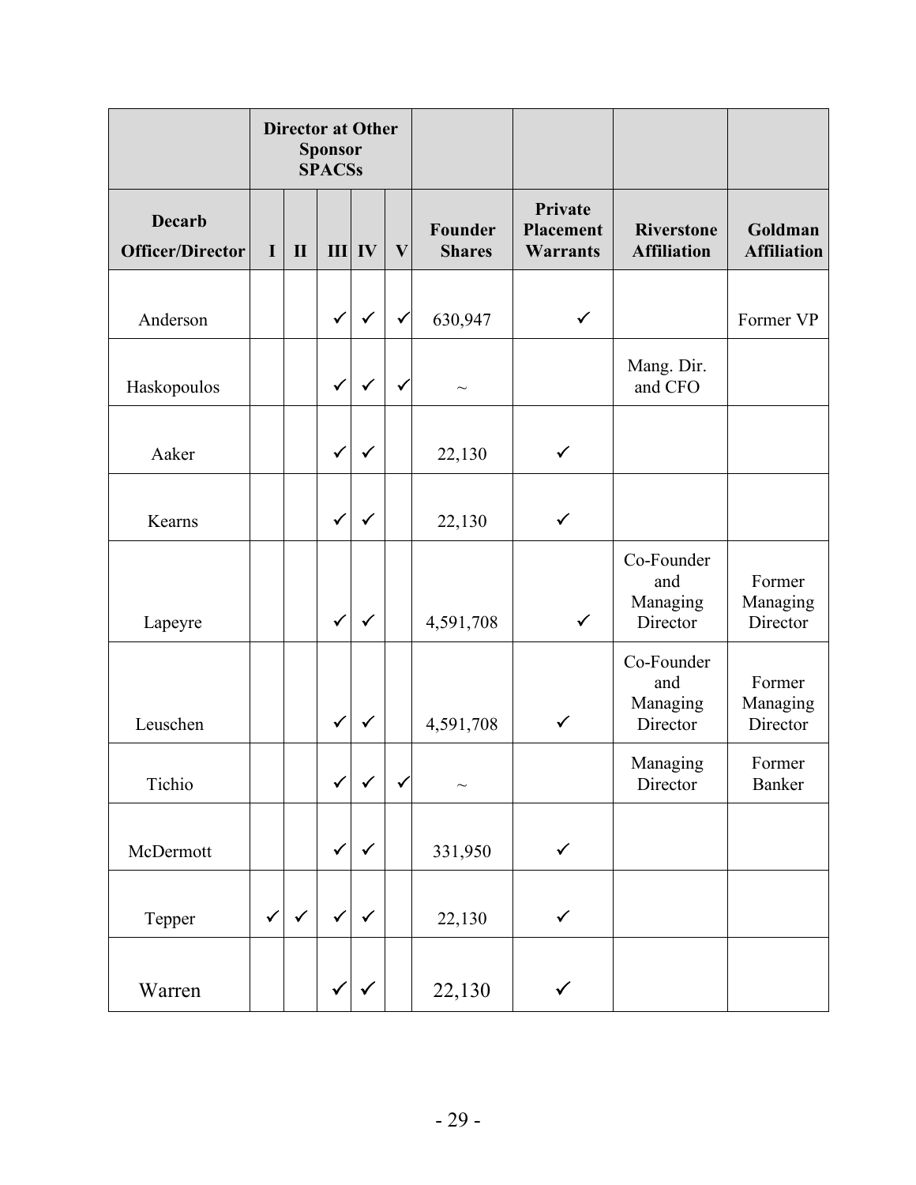| | Director at Other Sponsor SPACSs | | | | | | | | |
|---|---|---|---|---|---|---|---|---|---|
| Decarb Officer/Director | I | II | III | IV | V | Founder Shares | Private Placement Warrants | Riverstone Affiliation | Goldman Affiliation |
| Anderson | | | ✓ | ✓ | ✓ | 630,947 | ✓ | | Former VP |
| Haskopoulos | | | ✓ | ✓ | ✓ | ~ | | Mang. Dir. and CFO | |
| Aaker | | | ✓ | ✓ | | 22,130 | ✓ | | |
| Kearns | | | ✓ | ✓ | | 22,130 | ✓ | | |
| Lapeyre | | | ✓ | ✓ | | 4,591,708 | ✓ | Co-Founder and Managing Director | Former Managing Director |
| Leuschen | | | ✓ | ✓ | | 4,591,708 | ✓ | Co-Founder and Managing Director | Former Managing Director |
| Tichio | | | ✓ | ✓ | ✓ | ~ | | Managing Director | Former Banker |
| McDermott | | | ✓ | ✓ | | 331,950 | ✓ | | |
| Tepper | ✓ | ✓ | ✓ | ✓ | | 22,130 | ✓ | | |
| Warren | | | ✓ | ✓ | | 22,130 | ✓ | | |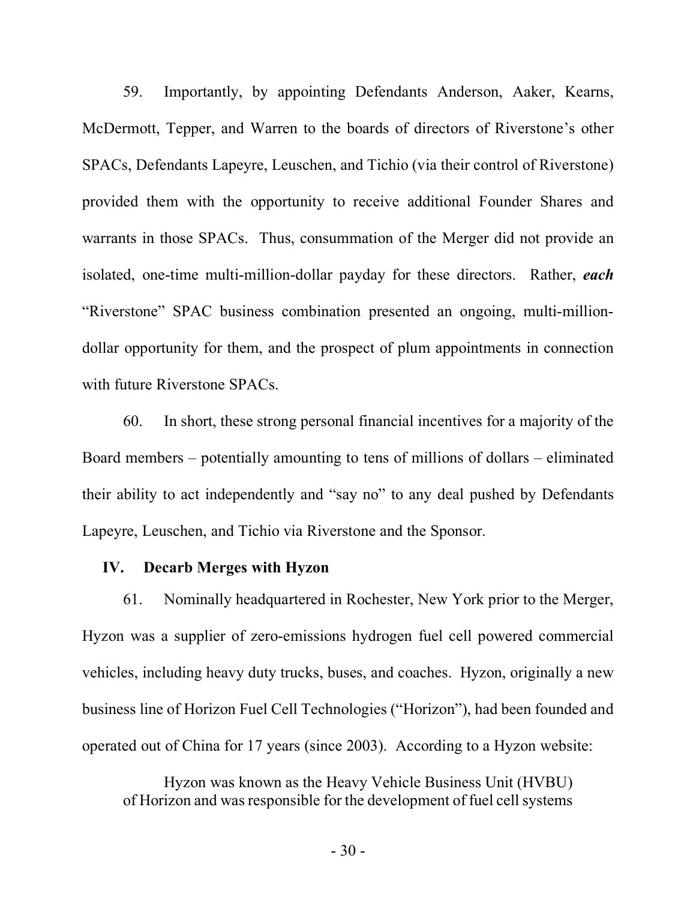59. Importantly, by appointing Defendants Anderson, Aaker, Kearns, McDermott, Tepper, and Warren to the boards of directors of Riverstone's other SPACs, Defendants Lapeyre, Leuschen, and Tichio (via their control of Riverstone) provided them with the opportunity to receive additional Founder Shares and warrants in those SPACs. Thus, consummation of the Merger did not provide an isolated, one-time multi-million-dollar payday for these directors. Rather, ***each*** "Riverstone" SPAC business combination presented an ongoing, multi-million-dollar opportunity for them, and the prospect of plum appointments in connection with future Riverstone SPACs.

60. In short, these strong personal financial incentives for a majority of the Board members – potentially amounting to tens of millions of dollars – eliminated their ability to act independently and "say no" to any deal pushed by Defendants Lapeyre, Leuschen, and Tichio via Riverstone and the Sponsor.

## IV. Decarb Merges with Hyzon

61. Nominally headquartered in Rochester, New York prior to the Merger, Hyzon was a supplier of zero-emissions hydrogen fuel cell powered commercial vehicles, including heavy duty trucks, buses, and coaches. Hyzon, originally a new business line of Horizon Fuel Cell Technologies ("Horizon"), had been founded and operated out of China for 17 years (since 2003). According to a Hyzon website:

> Hyzon was known as the Heavy Vehicle Business Unit (HVBU) of Horizon and was responsible for the development of fuel cell systems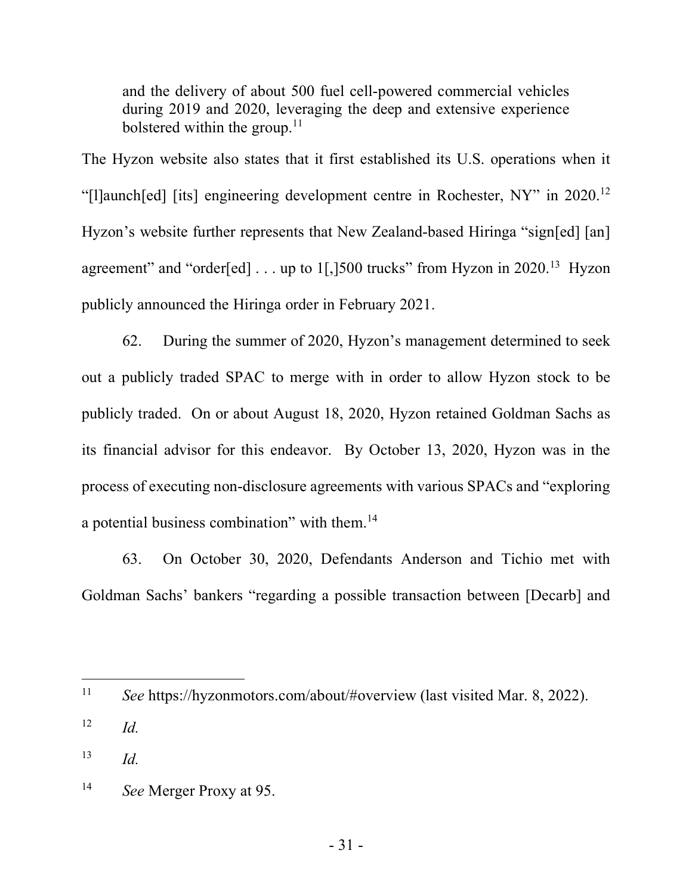> and the delivery of about 500 fuel cell-powered commercial vehicles during 2019 and 2020, leveraging the deep and extensive experience bolstered within the group.[11]

The Hyzon website also states that it first established its U.S. operations when it "[l]aunch[ed] [its] engineering development centre in Rochester, NY" in 2020.[12] Hyzon's website further represents that New Zealand-based Hiringa "sign[ed] [an] agreement" and "order[ed] . . . up to 1[,]500 trucks" from Hyzon in 2020.[13] Hyzon publicly announced the Hiringa order in February 2021.

62. During the summer of 2020, Hyzon's management determined to seek out a publicly traded SPAC to merge with in order to allow Hyzon stock to be publicly traded. On or about August 18, 2020, Hyzon retained Goldman Sachs as its financial advisor for this endeavor. By October 13, 2020, Hyzon was in the process of executing non-disclosure agreements with various SPACs and "exploring a potential business combination" with them.[14]

63. On October 30, 2020, Defendants Anderson and Tichio met with Goldman Sachs' bankers "regarding a possible transaction between [Decarb] and

---

[11] *See* https://hyzonmotors.com/about/#overview (last visited Mar. 8, 2022).

[12] *Id.*

[13] *Id.*

[14] *See* Merger Proxy at 95.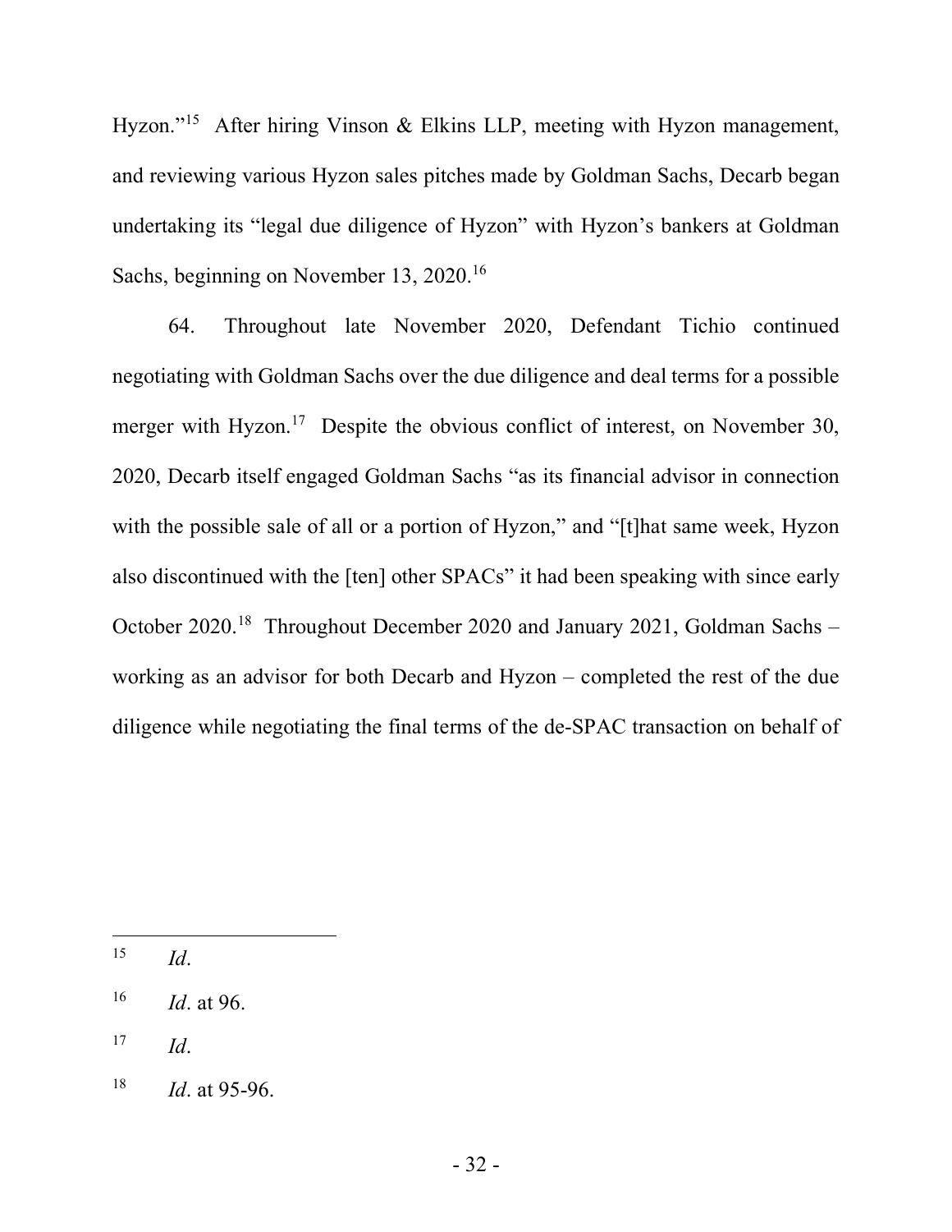Hyzon."[15] After hiring Vinson & Elkins LLP, meeting with Hyzon management, and reviewing various Hyzon sales pitches made by Goldman Sachs, Decarb began undertaking its "legal due diligence of Hyzon" with Hyzon's bankers at Goldman Sachs, beginning on November 13, 2020.[16]

64. Throughout late November 2020, Defendant Tichio continued negotiating with Goldman Sachs over the due diligence and deal terms for a possible merger with Hyzon.[17] Despite the obvious conflict of interest, on November 30, 2020, Decarb itself engaged Goldman Sachs "as its financial advisor in connection with the possible sale of all or a portion of Hyzon," and "[t]hat same week, Hyzon also discontinued with the [ten] other SPACs" it had been speaking with since early October 2020.[18] Throughout December 2020 and January 2021, Goldman Sachs – working as an advisor for both Decarb and Hyzon – completed the rest of the due diligence while negotiating the final terms of the de-SPAC transaction on behalf of

---

[15] *Id*.

[16] *Id*. at 96.

[17] *Id*.

[18] *Id*. at 95-96.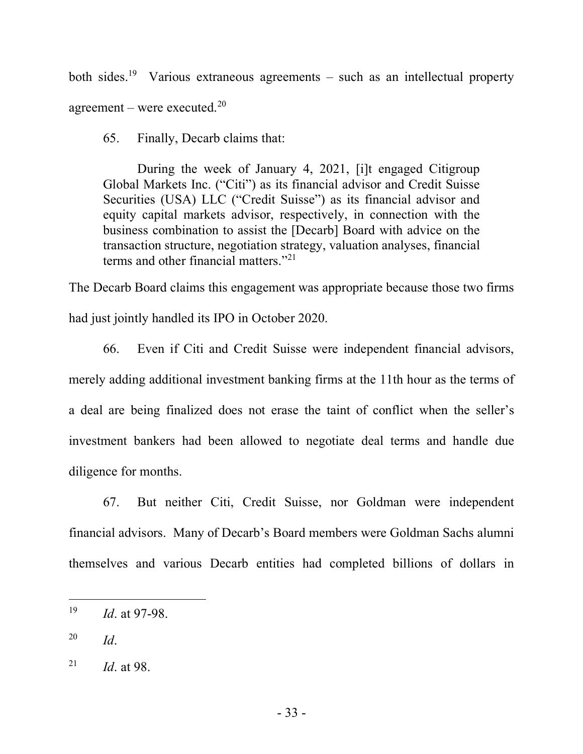both sides.[19] Various extraneous agreements – such as an intellectual property agreement – were executed.[20]

65. Finally, Decarb claims that:

> During the week of January 4, 2021, [i]t engaged Citigroup Global Markets Inc. ("Citi") as its financial advisor and Credit Suisse Securities (USA) LLC ("Credit Suisse") as its financial advisor and equity capital markets advisor, respectively, in connection with the business combination to assist the [Decarb] Board with advice on the transaction structure, negotiation strategy, valuation analyses, financial terms and other financial matters."[21]

The Decarb Board claims this engagement was appropriate because those two firms had just jointly handled its IPO in October 2020.

66. Even if Citi and Credit Suisse were independent financial advisors, merely adding additional investment banking firms at the 11th hour as the terms of a deal are being finalized does not erase the taint of conflict when the seller's investment bankers had been allowed to negotiate deal terms and handle due diligence for months.

67. But neither Citi, Credit Suisse, nor Goldman were independent financial advisors. Many of Decarb's Board members were Goldman Sachs alumni themselves and various Decarb entities had completed billions of dollars in

---

[19] *Id*. at 97-98.

[20] *Id*.

[21] *Id*. at 98.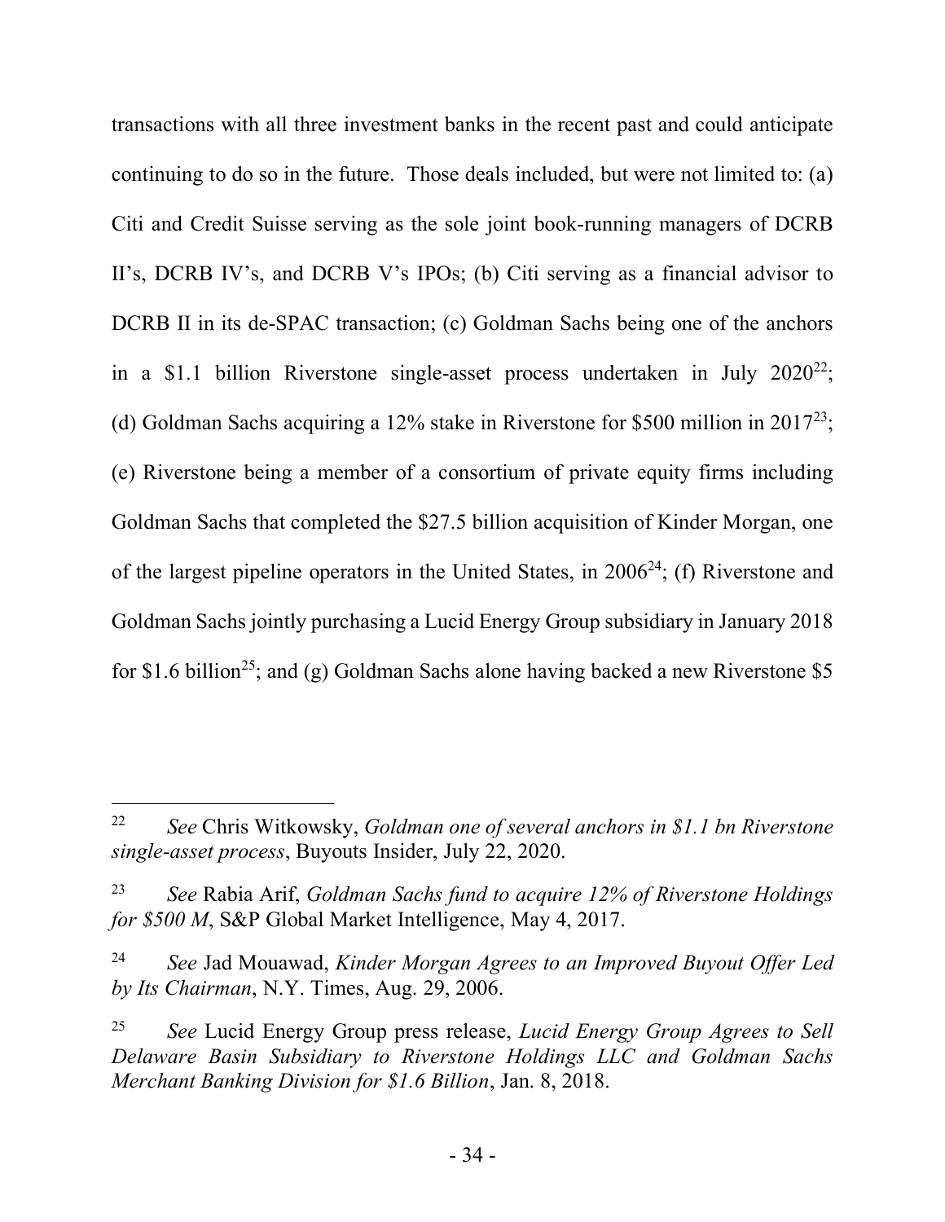transactions with all three investment banks in the recent past and could anticipate continuing to do so in the future. Those deals included, but were not limited to: (a) Citi and Credit Suisse serving as the sole joint book-running managers of DCRB II's, DCRB IV's, and DCRB V's IPOs; (b) Citi serving as a financial advisor to DCRB II in its de-SPAC transaction; (c) Goldman Sachs being one of the anchors in a \$1.1 billion Riverstone single-asset process undertaken in July 2020[22]; (d) Goldman Sachs acquiring a 12% stake in Riverstone for \$500 million in 2017[23]; (e) Riverstone being a member of a consortium of private equity firms including Goldman Sachs that completed the \$27.5 billion acquisition of Kinder Morgan, one of the largest pipeline operators in the United States, in 2006[24]; (f) Riverstone and Goldman Sachs jointly purchasing a Lucid Energy Group subsidiary in January 2018 for \$1.6 billion[25]; and (g) Goldman Sachs alone having backed a new Riverstone \$5

---

[22] *See* Chris Witkowsky, *Goldman one of several anchors in \$1.1 bn Riverstone single-asset process*, Buyouts Insider, July 22, 2020.

[23] *See* Rabia Arif, *Goldman Sachs fund to acquire 12% of Riverstone Holdings for \$500 M*, S&P Global Market Intelligence, May 4, 2017.

[24] *See* Jad Mouawad, *Kinder Morgan Agrees to an Improved Buyout Offer Led by Its Chairman*, N.Y. Times, Aug. 29, 2006.

[25] *See* Lucid Energy Group press release, *Lucid Energy Group Agrees to Sell Delaware Basin Subsidiary to Riverstone Holdings LLC and Goldman Sachs Merchant Banking Division for \$1.6 Billion*, Jan. 8, 2018.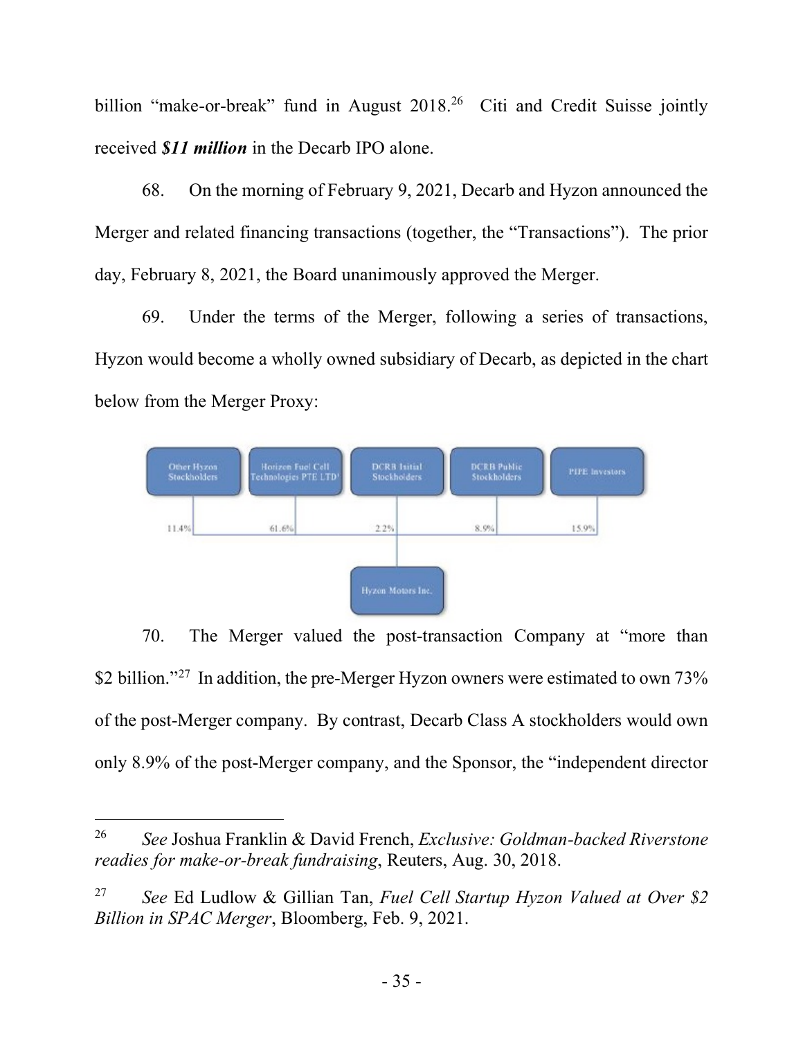billion "make-or-break" fund in August 2018.[26] Citi and Credit Suisse jointly received ***$11 million*** in the Decarb IPO alone.

68. On the morning of February 9, 2021, Decarb and Hyzon announced the Merger and related financing transactions (together, the "Transactions"). The prior day, February 8, 2021, the Board unanimously approved the Merger.

69. Under the terms of the Merger, following a series of transactions, Hyzon would become a wholly owned subsidiary of Decarb, as depicted in the chart below from the Merger Proxy:

| Other Hyzon Stockholders | Horizon Fuel Cell Technologies PTE LTD[1] | DCRB Initial Stockholders | DCRB Public Stockholders | PIPE Investors |
|---|---|---|---|---|
| 11.4% | 61.6% | 2.2% | 8.9% | 15.9% |

Hyzon Motors Inc.

70. The Merger valued the post-transaction Company at "more than $2 billion."[27] In addition, the pre-Merger Hyzon owners were estimated to own 73% of the post-Merger company. By contrast, Decarb Class A stockholders would own only 8.9% of the post-Merger company, and the Sponsor, the "independent director

---

[26] *See* Joshua Franklin & David French, *Exclusive: Goldman-backed Riverstone readies for make-or-break fundraising*, Reuters, Aug. 30, 2018.

[27] *See* Ed Ludlow & Gillian Tan, *Fuel Cell Startup Hyzon Valued at Over $2 Billion in SPAC Merger*, Bloomberg, Feb. 9, 2021.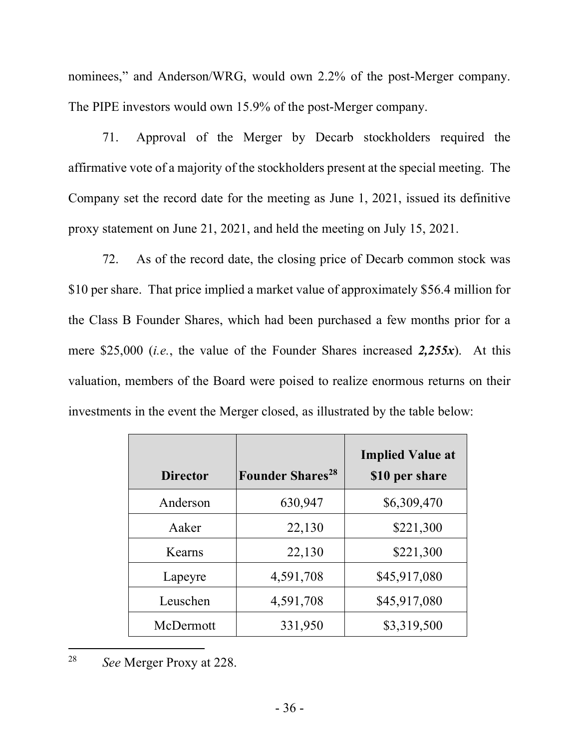nominees," and Anderson/WRG, would own 2.2% of the post-Merger company. The PIPE investors would own 15.9% of the post-Merger company.

71. Approval of the Merger by Decarb stockholders required the affirmative vote of a majority of the stockholders present at the special meeting. The Company set the record date for the meeting as June 1, 2021, issued its definitive proxy statement on June 21, 2021, and held the meeting on July 15, 2021.

72. As of the record date, the closing price of Decarb common stock was $10 per share. That price implied a market value of approximately $56.4 million for the Class B Founder Shares, which had been purchased a few months prior for a mere $25,000 (*i.e.*, the value of the Founder Shares increased ***2,255x***). At this valuation, members of the Board were poised to realize enormous returns on their investments in the event the Merger closed, as illustrated by the table below:

| Director | Founder Shares[28] | Implied Value at $10 per share |
|---|---|---|
| Anderson | 630,947 | $6,309,470 |
| Aaker | 22,130 | $221,300 |
| Kearns | 22,130 | $221,300 |
| Lapeyre | 4,591,708 | $45,917,080 |
| Leuschen | 4,591,708 | $45,917,080 |
| McDermott | 331,950 | $3,319,500 |

[28] *See* Merger Proxy at 228.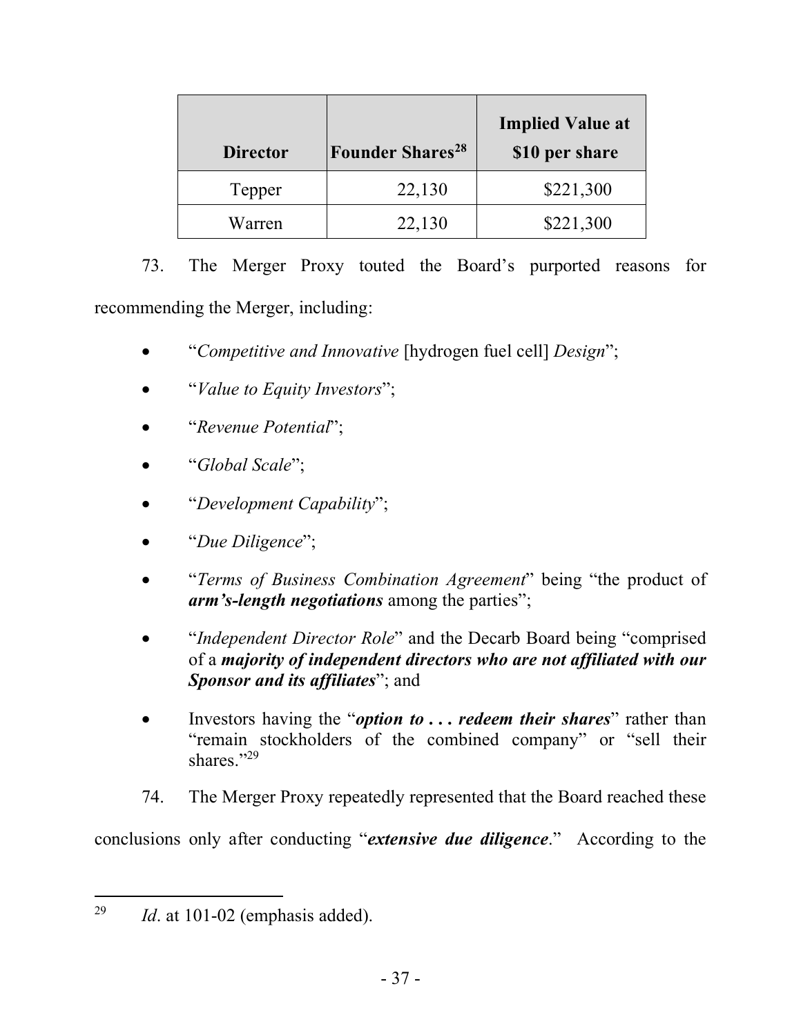| Director | Founder Shares[28] | Implied Value at $10 per share |
|---|---|---|
| Tepper | 22,130 | $221,300 |
| Warren | 22,130 | $221,300 |

73. The Merger Proxy touted the Board's purported reasons for recommending the Merger, including:

- "*Competitive and Innovative* [hydrogen fuel cell] *Design*";
- "*Value to Equity Investors*";
- "*Revenue Potential*";
- "*Global Scale*";
- "*Development Capability*";
- "*Due Diligence*";
- "*Terms of Business Combination Agreement*" being "the product of ***arm's-length negotiations*** among the parties";
- "*Independent Director Role*" and the Decarb Board being "comprised of a ***majority of independent directors who are not affiliated with our Sponsor and its affiliates***"; and
- Investors having the "***option to . . . redeem their shares***" rather than "remain stockholders of the combined company" or "sell their shares."[29]

74. The Merger Proxy repeatedly represented that the Board reached these conclusions only after conducting "***extensive due diligence***." According to the

---

[29] *Id*. at 101-02 (emphasis added).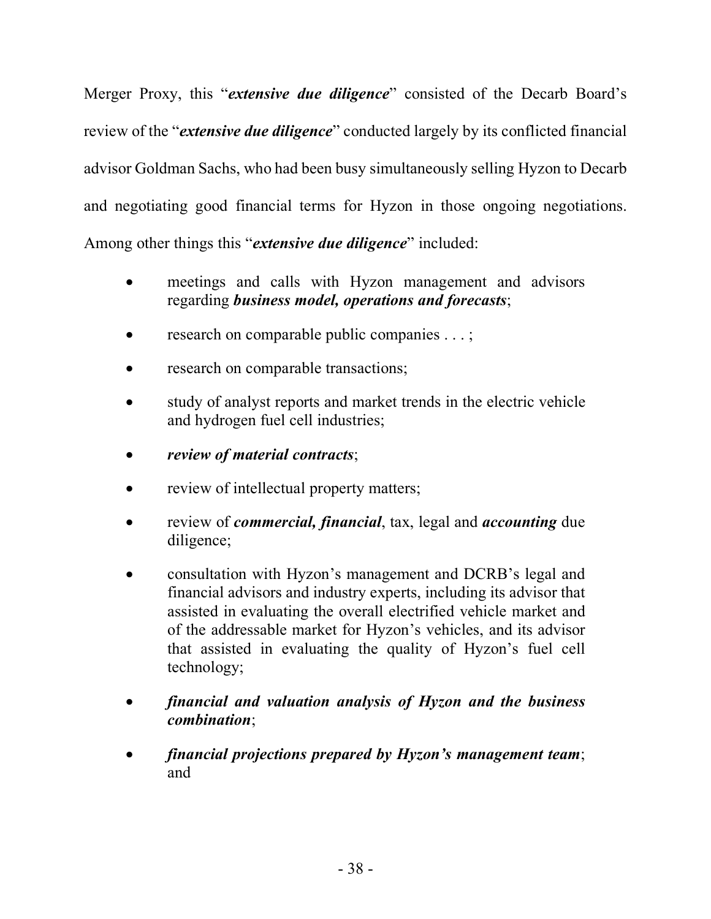Merger Proxy, this "***extensive due diligence***" consisted of the Decarb Board's review of the "***extensive due diligence***" conducted largely by its conflicted financial advisor Goldman Sachs, who had been busy simultaneously selling Hyzon to Decarb and negotiating good financial terms for Hyzon in those ongoing negotiations. Among other things this "***extensive due diligence***" included:

- meetings and calls with Hyzon management and advisors regarding ***business model, operations and forecasts***;
- research on comparable public companies . . . ;
- research on comparable transactions;
- study of analyst reports and market trends in the electric vehicle and hydrogen fuel cell industries;
- ***review of material contracts***;
- review of intellectual property matters;
- review of ***commercial, financial***, tax, legal and ***accounting*** due diligence;
- consultation with Hyzon's management and DCRB's legal and financial advisors and industry experts, including its advisor that assisted in evaluating the overall electrified vehicle market and of the addressable market for Hyzon's vehicles, and its advisor that assisted in evaluating the quality of Hyzon's fuel cell technology;
- ***financial and valuation analysis of Hyzon and the business combination***;
- ***financial projections prepared by Hyzon's management team***; and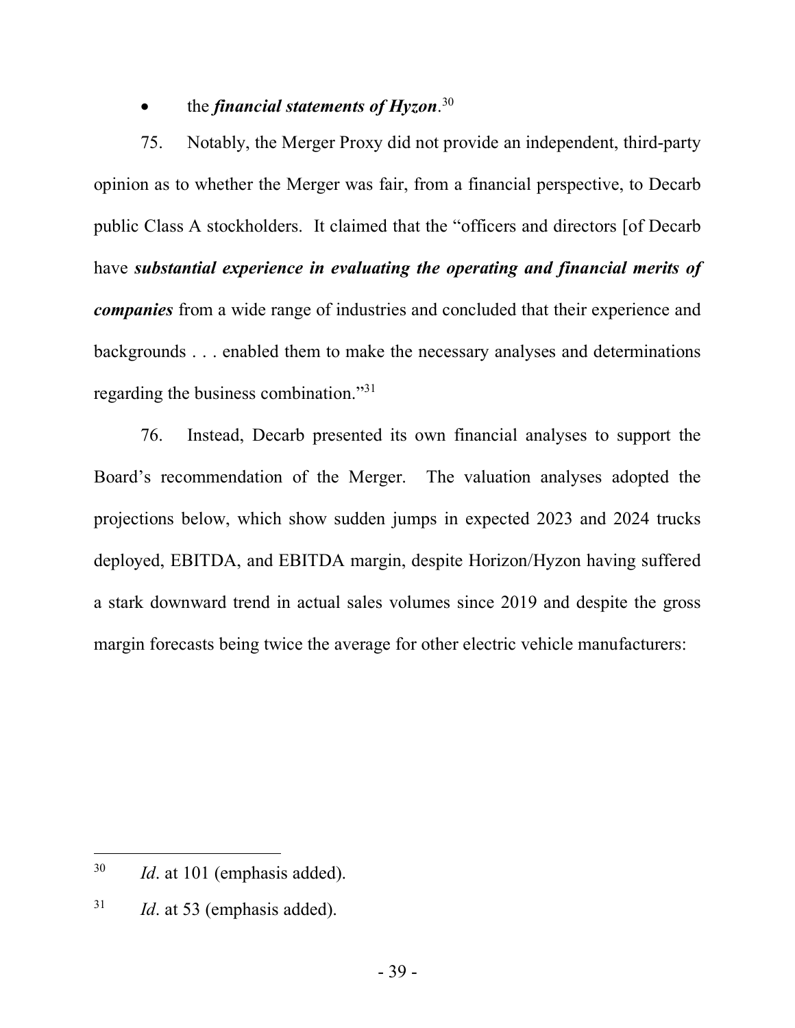- the ***financial statements of Hyzon***.[30]

75. Notably, the Merger Proxy did not provide an independent, third-party opinion as to whether the Merger was fair, from a financial perspective, to Decarb public Class A stockholders. It claimed that the "officers and directors [of Decarb have ***substantial experience in evaluating the operating and financial merits of companies*** from a wide range of industries and concluded that their experience and backgrounds . . . enabled them to make the necessary analyses and determinations regarding the business combination."[31]

76. Instead, Decarb presented its own financial analyses to support the Board's recommendation of the Merger. The valuation analyses adopted the projections below, which show sudden jumps in expected 2023 and 2024 trucks deployed, EBITDA, and EBITDA margin, despite Horizon/Hyzon having suffered a stark downward trend in actual sales volumes since 2019 and despite the gross margin forecasts being twice the average for other electric vehicle manufacturers:

---

[30] *Id*. at 101 (emphasis added).

[31] *Id*. at 53 (emphasis added).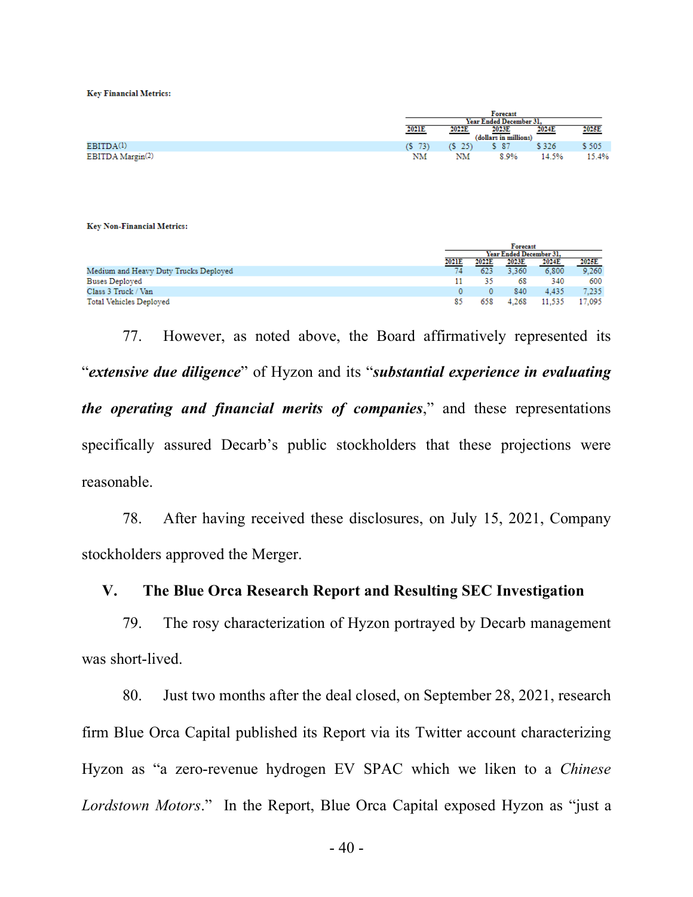**Key Financial Metrics:**

| | Forecast Year Ended December 31, (dollars in millions) | | | | |
|---|---|---|---|---|---|
| | 2021E | 2022E | 2023E | 2024E | 2025E |
| EBITDA(1) | ($ 73) | ($ 25) | $ 87 | $ 326 | $ 505 |
| EBITDA Margin(2) | NM | NM | 8.9% | 14.5% | 15.4% |

**Key Non-Financial Metrics:**

| | Forecast Year Ended December 31, | | | | |
|---|---|---|---|---|---|
| | 2021E | 2022E | 2023E | 2024E | 2025E |
| Medium and Heavy Duty Trucks Deployed | 74 | 623 | 3,360 | 6,800 | 9,260 |
| Buses Deployed | 11 | 35 | 68 | 340 | 600 |
| Class 3 Truck / Van | 0 | 0 | 840 | 4,435 | 7,235 |
| Total Vehicles Deployed | 85 | 658 | 4,268 | 11,535 | 17,095 |

77. However, as noted above, the Board affirmatively represented its "***extensive due diligence***" of Hyzon and its "***substantial experience in evaluating the operating and financial merits of companies***," and these representations specifically assured Decarb's public stockholders that these projections were reasonable.

78. After having received these disclosures, on July 15, 2021, Company stockholders approved the Merger.

## V. The Blue Orca Research Report and Resulting SEC Investigation

79. The rosy characterization of Hyzon portrayed by Decarb management was short-lived.

80. Just two months after the deal closed, on September 28, 2021, research firm Blue Orca Capital published its Report via its Twitter account characterizing Hyzon as "a zero-revenue hydrogen EV SPAC which we liken to a *Chinese Lordstown Motors*." In the Report, Blue Orca Capital exposed Hyzon as "just a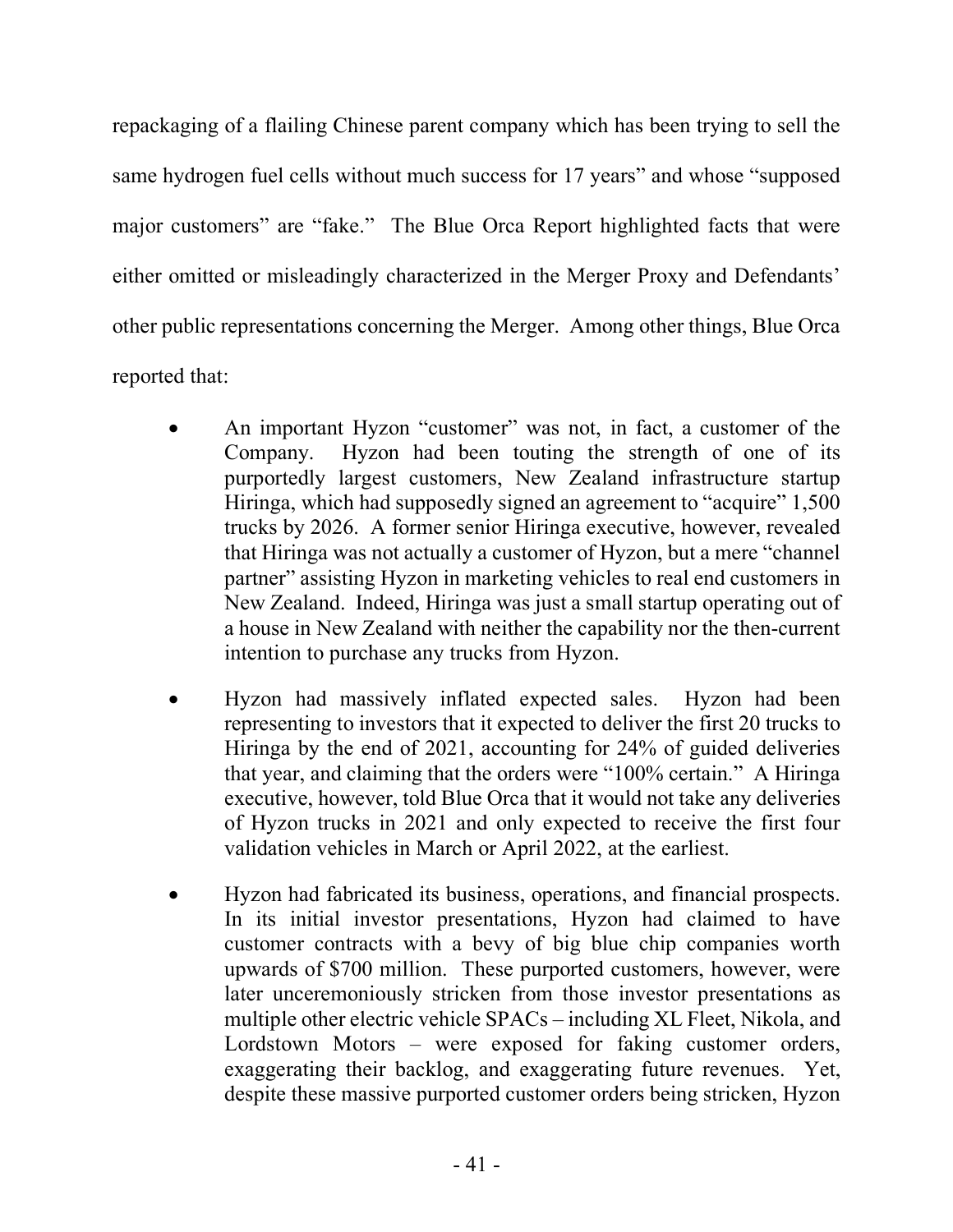repackaging of a flailing Chinese parent company which has been trying to sell the same hydrogen fuel cells without much success for 17 years" and whose "supposed major customers" are "fake." The Blue Orca Report highlighted facts that were either omitted or misleadingly characterized in the Merger Proxy and Defendants' other public representations concerning the Merger. Among other things, Blue Orca reported that:

- An important Hyzon "customer" was not, in fact, a customer of the Company. Hyzon had been touting the strength of one of its purportedly largest customers, New Zealand infrastructure startup Hiringa, which had supposedly signed an agreement to "acquire" 1,500 trucks by 2026. A former senior Hiringa executive, however, revealed that Hiringa was not actually a customer of Hyzon, but a mere "channel partner" assisting Hyzon in marketing vehicles to real end customers in New Zealand. Indeed, Hiringa was just a small startup operating out of a house in New Zealand with neither the capability nor the then-current intention to purchase any trucks from Hyzon.

- Hyzon had massively inflated expected sales. Hyzon had been representing to investors that it expected to deliver the first 20 trucks to Hiringa by the end of 2021, accounting for 24% of guided deliveries that year, and claiming that the orders were "100% certain." A Hiringa executive, however, told Blue Orca that it would not take any deliveries of Hyzon trucks in 2021 and only expected to receive the first four validation vehicles in March or April 2022, at the earliest.

- Hyzon had fabricated its business, operations, and financial prospects. In its initial investor presentations, Hyzon had claimed to have customer contracts with a bevy of big blue chip companies worth upwards of $700 million. These purported customers, however, were later unceremoniously stricken from those investor presentations as multiple other electric vehicle SPACs – including XL Fleet, Nikola, and Lordstown Motors – were exposed for faking customer orders, exaggerating their backlog, and exaggerating future revenues. Yet, despite these massive purported customer orders being stricken, Hyzon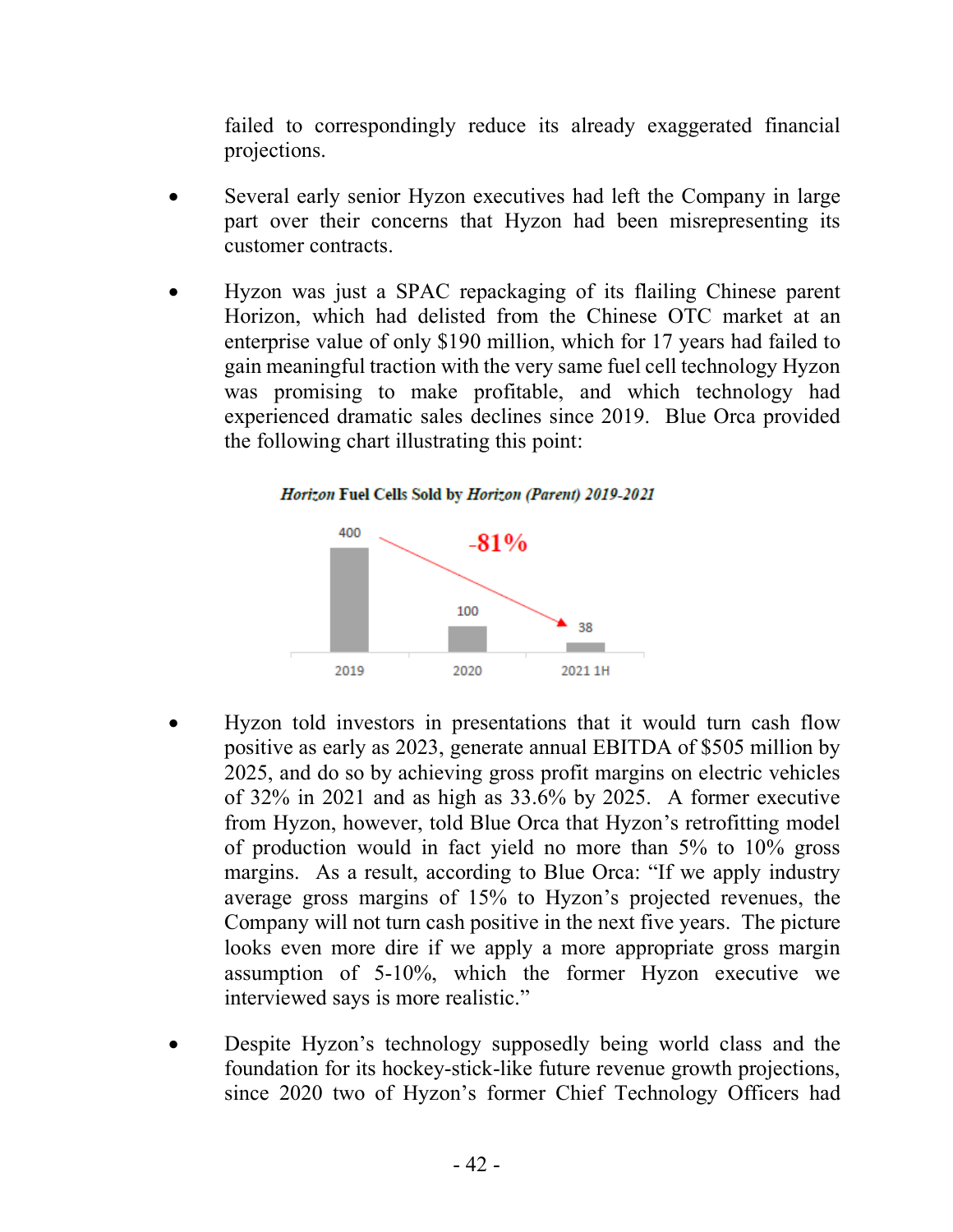failed to correspondingly reduce its already exaggerated financial projections.

- Several early senior Hyzon executives had left the Company in large part over their concerns that Hyzon had been misrepresenting its customer contracts.

- Hyzon was just a SPAC repackaging of its flailing Chinese parent Horizon, which had delisted from the Chinese OTC market at an enterprise value of only $190 million, which for 17 years had failed to gain meaningful traction with the very same fuel cell technology Hyzon was promising to make profitable, and which technology had experienced dramatic sales declines since 2019. Blue Orca provided the following chart illustrating this point:

***Horizon* Fuel Cells Sold by *Horizon (Parent) 2019-2021***

| 2019 | 2020 | 2021 1H |
|---|---|---|
| 400 | 100 | 38 |

-81%

- Hyzon told investors in presentations that it would turn cash flow positive as early as 2023, generate annual EBITDA of $505 million by 2025, and do so by achieving gross profit margins on electric vehicles of 32% in 2021 and as high as 33.6% by 2025. A former executive from Hyzon, however, told Blue Orca that Hyzon's retrofitting model of production would in fact yield no more than 5% to 10% gross margins. As a result, according to Blue Orca: "If we apply industry average gross margins of 15% to Hyzon's projected revenues, the Company will not turn cash positive in the next five years. The picture looks even more dire if we apply a more appropriate gross margin assumption of 5-10%, which the former Hyzon executive we interviewed says is more realistic."

- Despite Hyzon's technology supposedly being world class and the foundation for its hockey-stick-like future revenue growth projections, since 2020 two of Hyzon's former Chief Technology Officers had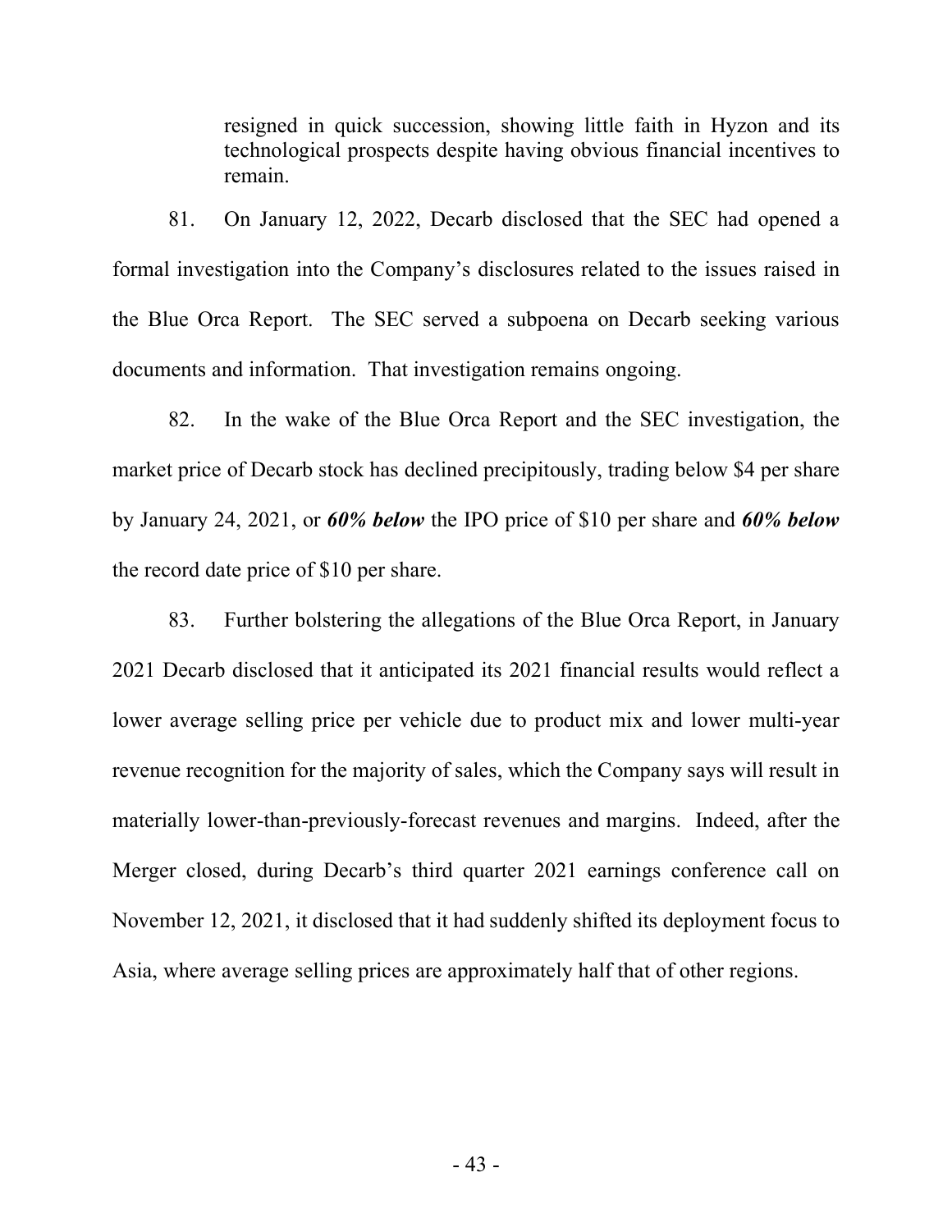resigned in quick succession, showing little faith in Hyzon and its technological prospects despite having obvious financial incentives to remain.

81. On January 12, 2022, Decarb disclosed that the SEC had opened a formal investigation into the Company's disclosures related to the issues raised in the Blue Orca Report. The SEC served a subpoena on Decarb seeking various documents and information. That investigation remains ongoing.

82. In the wake of the Blue Orca Report and the SEC investigation, the market price of Decarb stock has declined precipitously, trading below $4 per share by January 24, 2021, or ***60% below*** the IPO price of $10 per share and ***60% below*** the record date price of $10 per share.

83. Further bolstering the allegations of the Blue Orca Report, in January 2021 Decarb disclosed that it anticipated its 2021 financial results would reflect a lower average selling price per vehicle due to product mix and lower multi-year revenue recognition for the majority of sales, which the Company says will result in materially lower-than-previously-forecast revenues and margins. Indeed, after the Merger closed, during Decarb's third quarter 2021 earnings conference call on November 12, 2021, it disclosed that it had suddenly shifted its deployment focus to Asia, where average selling prices are approximately half that of other regions.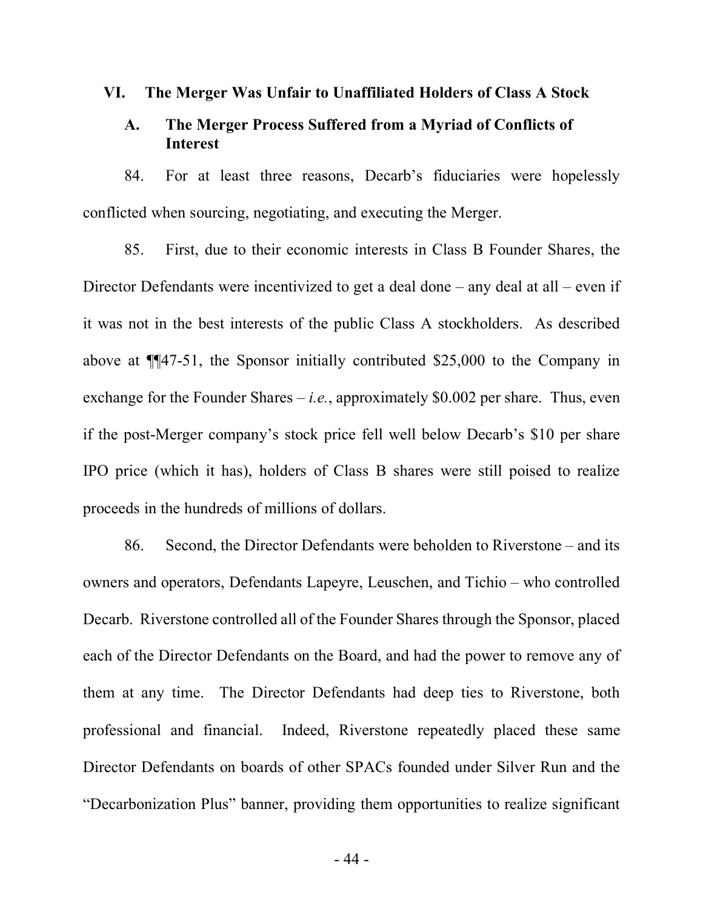## VI. The Merger Was Unfair to Unaffiliated Holders of Class A Stock

### A. The Merger Process Suffered from a Myriad of Conflicts of Interest

84. For at least three reasons, Decarb's fiduciaries were hopelessly conflicted when sourcing, negotiating, and executing the Merger.

85. First, due to their economic interests in Class B Founder Shares, the Director Defendants were incentivized to get a deal done – any deal at all – even if it was not in the best interests of the public Class A stockholders. As described above at ¶¶47-51, the Sponsor initially contributed $25,000 to the Company in exchange for the Founder Shares – *i.e.*, approximately $0.002 per share. Thus, even if the post-Merger company's stock price fell well below Decarb's $10 per share IPO price (which it has), holders of Class B shares were still poised to realize proceeds in the hundreds of millions of dollars.

86. Second, the Director Defendants were beholden to Riverstone – and its owners and operators, Defendants Lapeyre, Leuschen, and Tichio – who controlled Decarb. Riverstone controlled all of the Founder Shares through the Sponsor, placed each of the Director Defendants on the Board, and had the power to remove any of them at any time. The Director Defendants had deep ties to Riverstone, both professional and financial. Indeed, Riverstone repeatedly placed these same Director Defendants on boards of other SPACs founded under Silver Run and the "Decarbonization Plus" banner, providing them opportunities to realize significant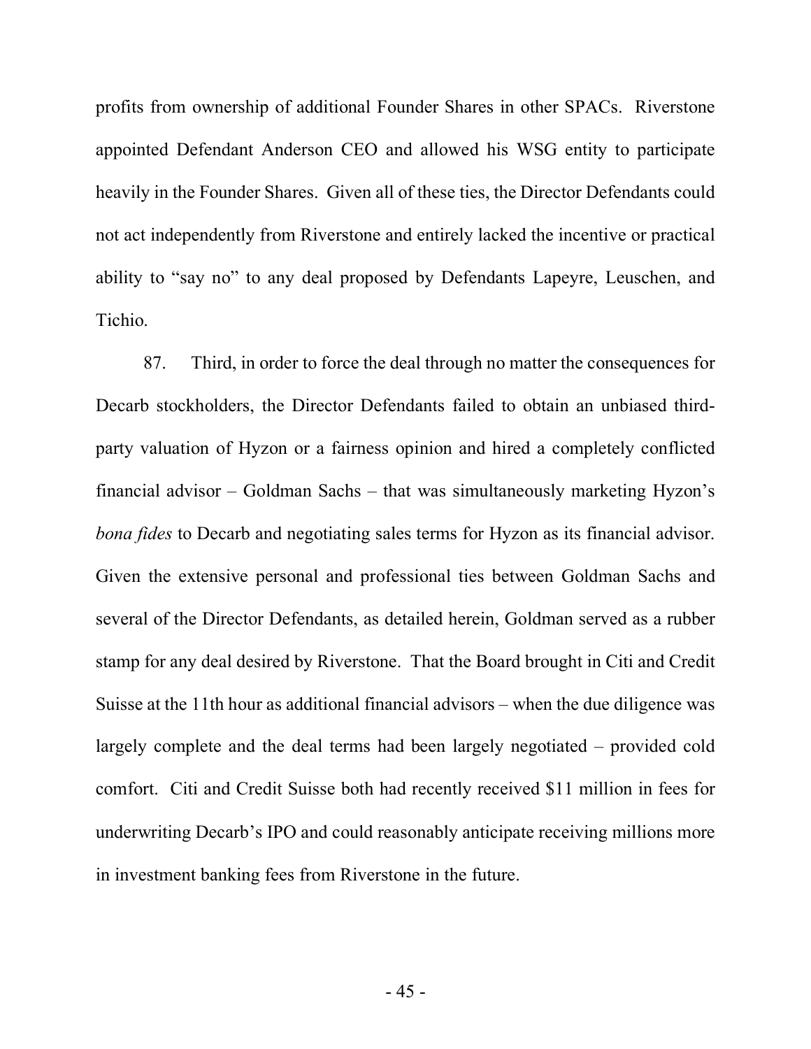profits from ownership of additional Founder Shares in other SPACs. Riverstone appointed Defendant Anderson CEO and allowed his WSG entity to participate heavily in the Founder Shares. Given all of these ties, the Director Defendants could not act independently from Riverstone and entirely lacked the incentive or practical ability to "say no" to any deal proposed by Defendants Lapeyre, Leuschen, and Tichio.

87. Third, in order to force the deal through no matter the consequences for Decarb stockholders, the Director Defendants failed to obtain an unbiased third-party valuation of Hyzon or a fairness opinion and hired a completely conflicted financial advisor – Goldman Sachs – that was simultaneously marketing Hyzon's *bona fides* to Decarb and negotiating sales terms for Hyzon as its financial advisor. Given the extensive personal and professional ties between Goldman Sachs and several of the Director Defendants, as detailed herein, Goldman served as a rubber stamp for any deal desired by Riverstone. That the Board brought in Citi and Credit Suisse at the 11th hour as additional financial advisors – when the due diligence was largely complete and the deal terms had been largely negotiated – provided cold comfort. Citi and Credit Suisse both had recently received $11 million in fees for underwriting Decarb's IPO and could reasonably anticipate receiving millions more in investment banking fees from Riverstone in the future.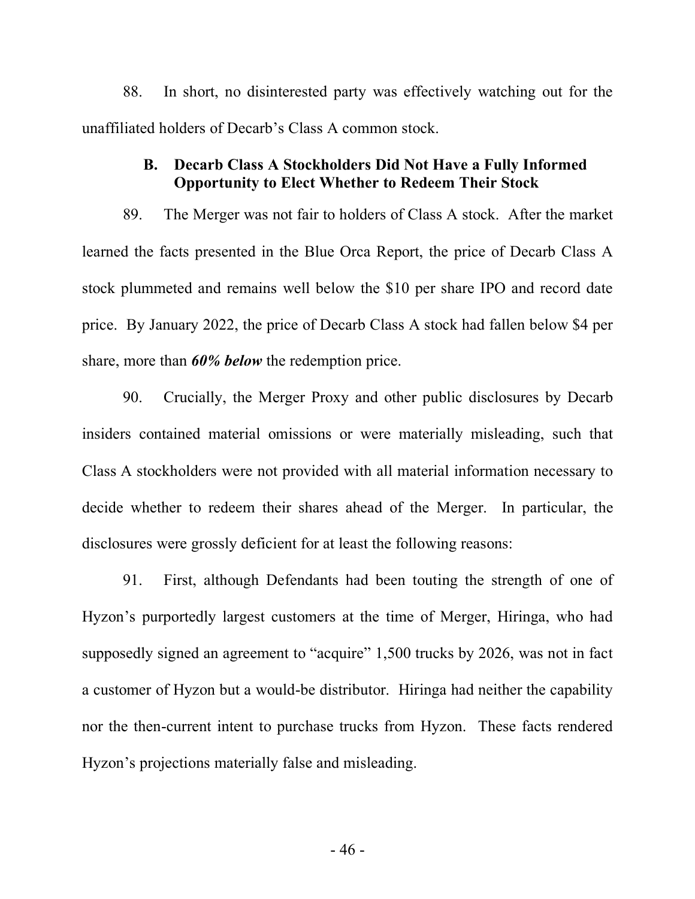88. In short, no disinterested party was effectively watching out for the unaffiliated holders of Decarb's Class A common stock.

### B. Decarb Class A Stockholders Did Not Have a Fully Informed Opportunity to Elect Whether to Redeem Their Stock

89. The Merger was not fair to holders of Class A stock. After the market learned the facts presented in the Blue Orca Report, the price of Decarb Class A stock plummeted and remains well below the $10 per share IPO and record date price. By January 2022, the price of Decarb Class A stock had fallen below $4 per share, more than ***60% below*** the redemption price.

90. Crucially, the Merger Proxy and other public disclosures by Decarb insiders contained material omissions or were materially misleading, such that Class A stockholders were not provided with all material information necessary to decide whether to redeem their shares ahead of the Merger. In particular, the disclosures were grossly deficient for at least the following reasons:

91. First, although Defendants had been touting the strength of one of Hyzon's purportedly largest customers at the time of Merger, Hiringa, who had supposedly signed an agreement to "acquire" 1,500 trucks by 2026, was not in fact a customer of Hyzon but a would-be distributor. Hiringa had neither the capability nor the then-current intent to purchase trucks from Hyzon. These facts rendered Hyzon's projections materially false and misleading.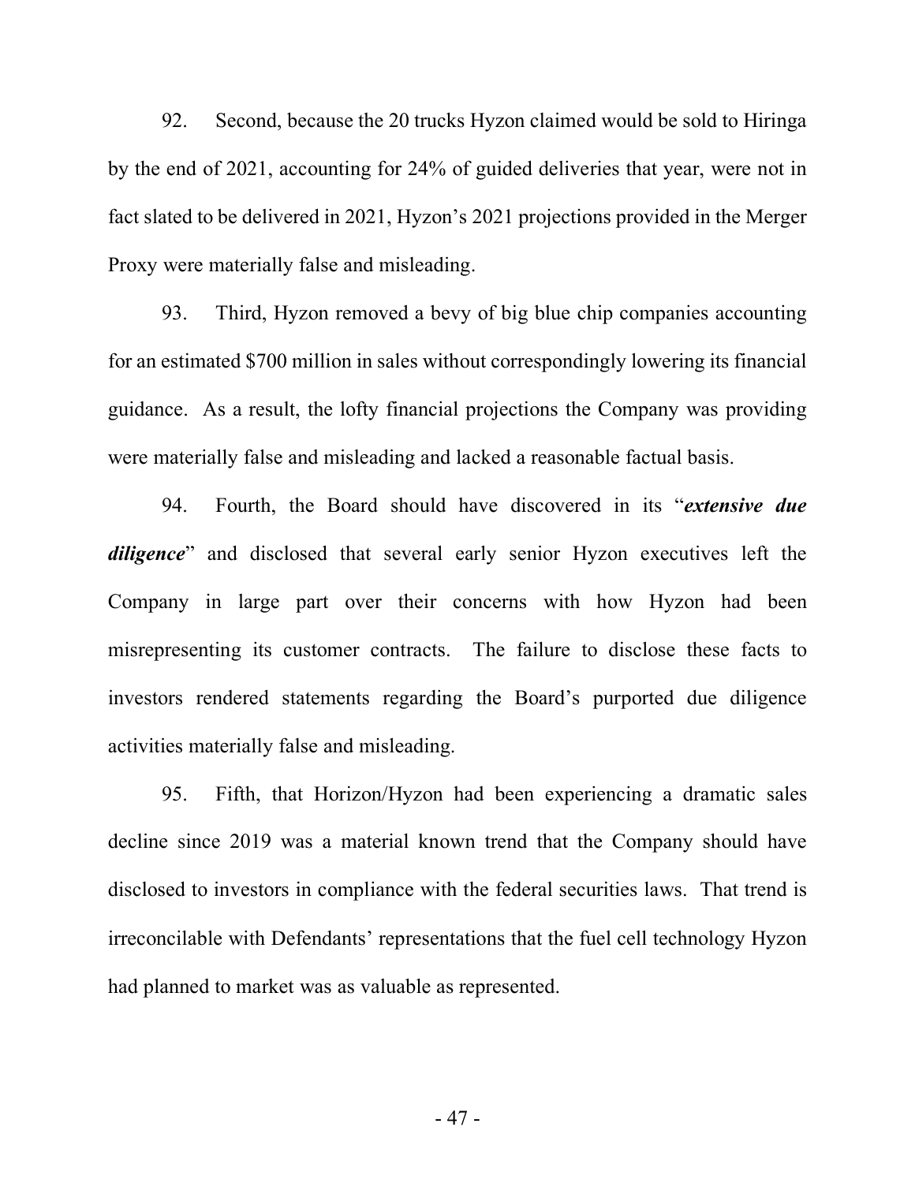92. Second, because the 20 trucks Hyzon claimed would be sold to Hiringa by the end of 2021, accounting for 24% of guided deliveries that year, were not in fact slated to be delivered in 2021, Hyzon's 2021 projections provided in the Merger Proxy were materially false and misleading.

93. Third, Hyzon removed a bevy of big blue chip companies accounting for an estimated $700 million in sales without correspondingly lowering its financial guidance. As a result, the lofty financial projections the Company was providing were materially false and misleading and lacked a reasonable factual basis.

94. Fourth, the Board should have discovered in its "***extensive due diligence***" and disclosed that several early senior Hyzon executives left the Company in large part over their concerns with how Hyzon had been misrepresenting its customer contracts. The failure to disclose these facts to investors rendered statements regarding the Board's purported due diligence activities materially false and misleading.

95. Fifth, that Horizon/Hyzon had been experiencing a dramatic sales decline since 2019 was a material known trend that the Company should have disclosed to investors in compliance with the federal securities laws. That trend is irreconcilable with Defendants' representations that the fuel cell technology Hyzon had planned to market was as valuable as represented.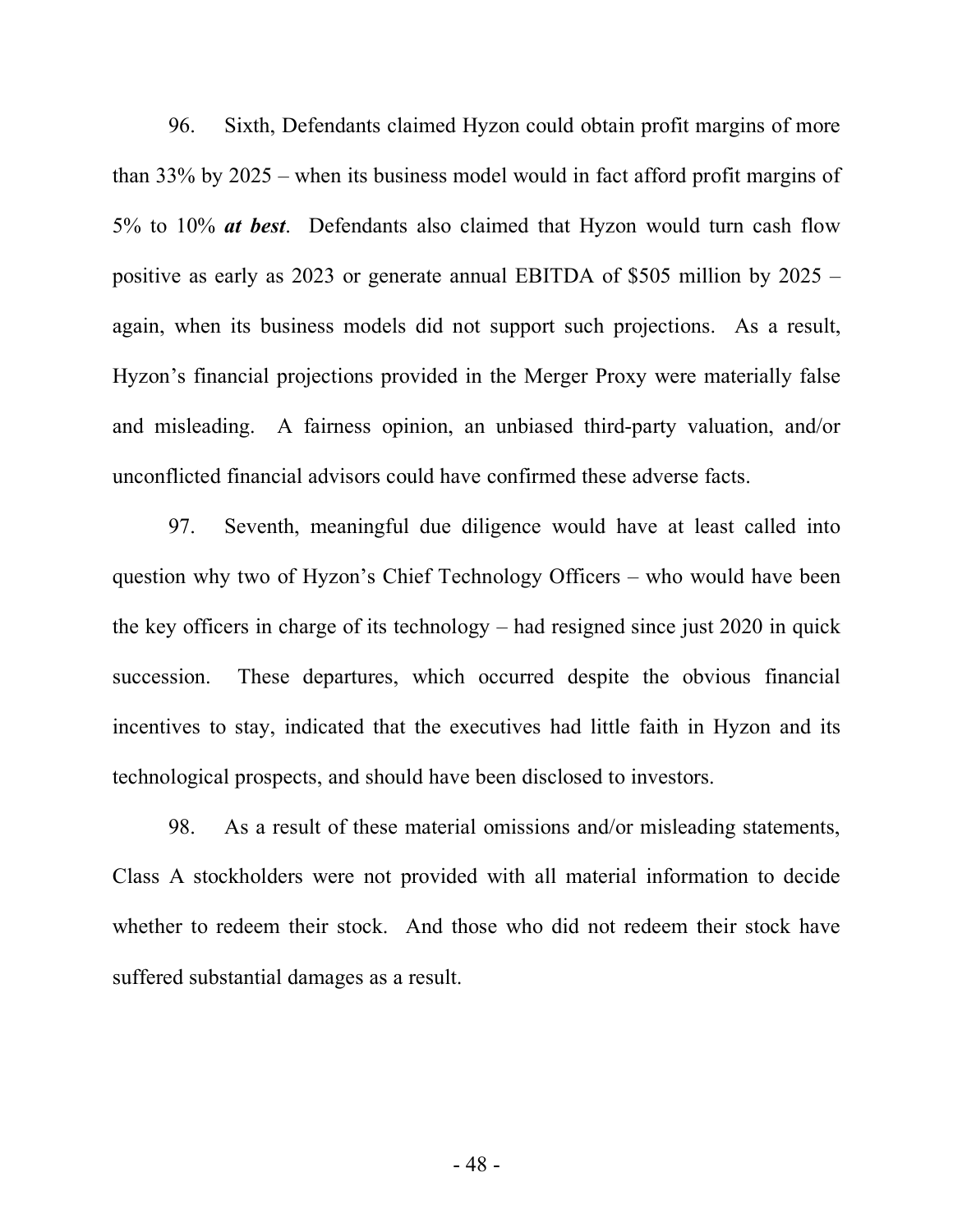96. Sixth, Defendants claimed Hyzon could obtain profit margins of more than 33% by 2025 – when its business model would in fact afford profit margins of 5% to 10% ***at best***. Defendants also claimed that Hyzon would turn cash flow positive as early as 2023 or generate annual EBITDA of $505 million by 2025 – again, when its business models did not support such projections. As a result, Hyzon's financial projections provided in the Merger Proxy were materially false and misleading. A fairness opinion, an unbiased third-party valuation, and/or unconflicted financial advisors could have confirmed these adverse facts.

97. Seventh, meaningful due diligence would have at least called into question why two of Hyzon's Chief Technology Officers – who would have been the key officers in charge of its technology – had resigned since just 2020 in quick succession. These departures, which occurred despite the obvious financial incentives to stay, indicated that the executives had little faith in Hyzon and its technological prospects, and should have been disclosed to investors.

98. As a result of these material omissions and/or misleading statements, Class A stockholders were not provided with all material information to decide whether to redeem their stock. And those who did not redeem their stock have suffered substantial damages as a result.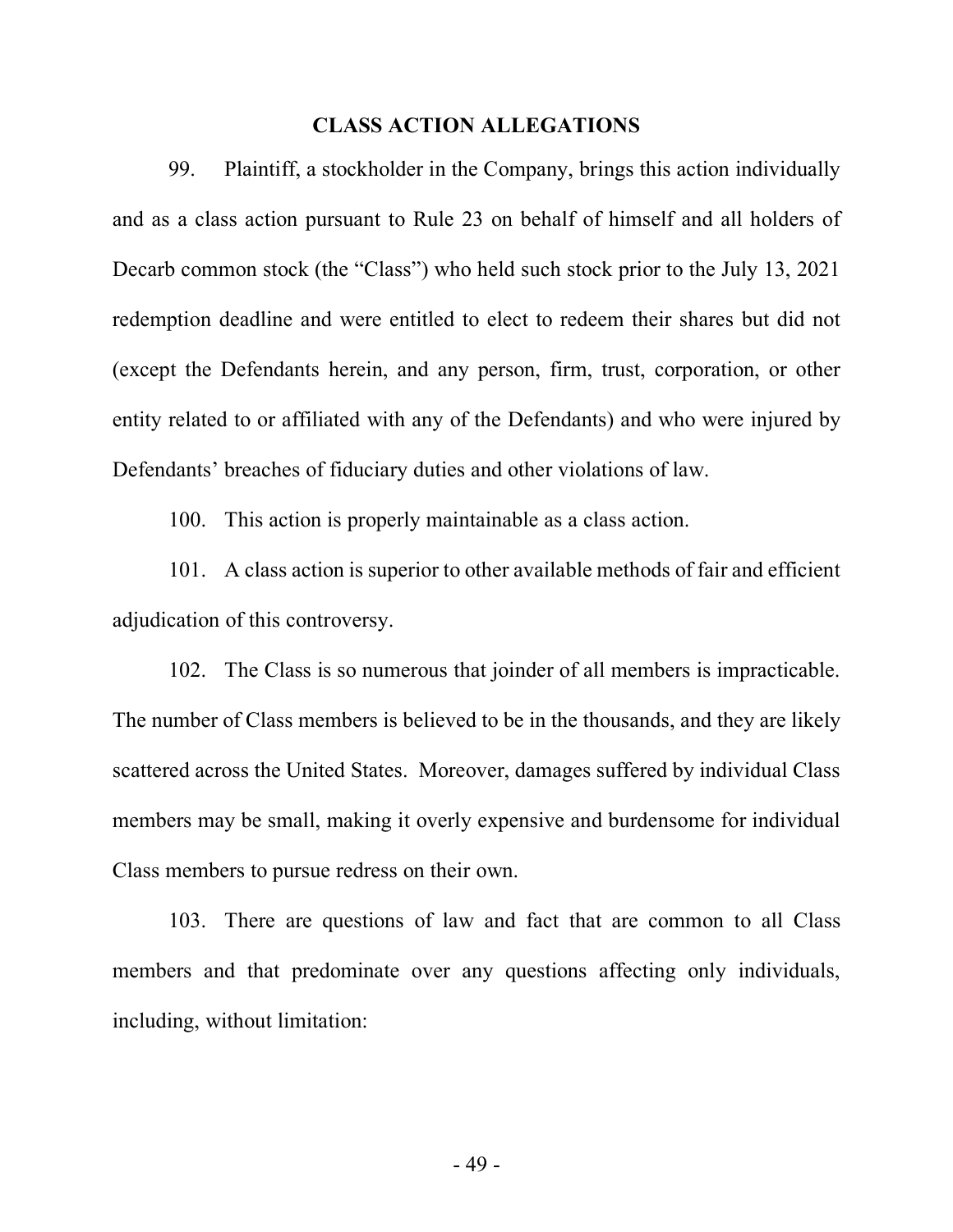## CLASS ACTION ALLEGATIONS

99. Plaintiff, a stockholder in the Company, brings this action individually and as a class action pursuant to Rule 23 on behalf of himself and all holders of Decarb common stock (the "Class") who held such stock prior to the July 13, 2021 redemption deadline and were entitled to elect to redeem their shares but did not (except the Defendants herein, and any person, firm, trust, corporation, or other entity related to or affiliated with any of the Defendants) and who were injured by Defendants' breaches of fiduciary duties and other violations of law.

100. This action is properly maintainable as a class action.

101. A class action is superior to other available methods of fair and efficient adjudication of this controversy.

102. The Class is so numerous that joinder of all members is impracticable. The number of Class members is believed to be in the thousands, and they are likely scattered across the United States. Moreover, damages suffered by individual Class members may be small, making it overly expensive and burdensome for individual Class members to pursue redress on their own.

103. There are questions of law and fact that are common to all Class members and that predominate over any questions affecting only individuals, including, without limitation: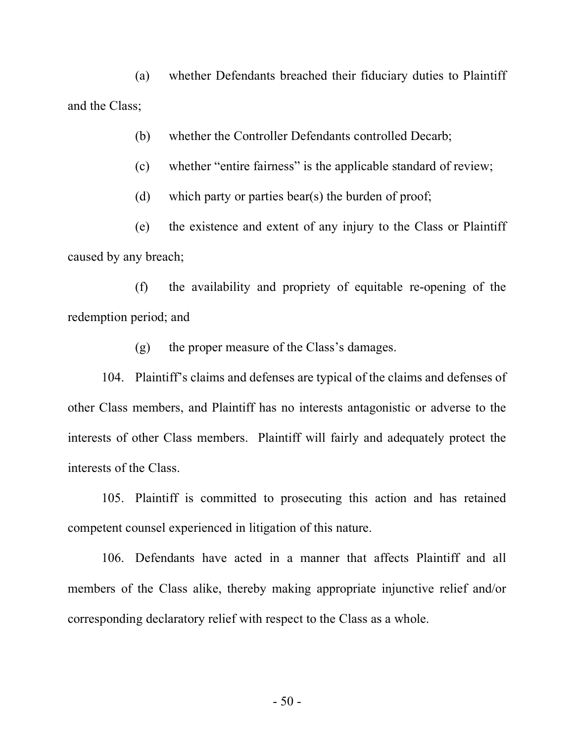(a) whether Defendants breached their fiduciary duties to Plaintiff and the Class;

(b) whether the Controller Defendants controlled Decarb;

(c) whether "entire fairness" is the applicable standard of review;

(d) which party or parties bear(s) the burden of proof;

(e) the existence and extent of any injury to the Class or Plaintiff caused by any breach;

(f) the availability and propriety of equitable re-opening of the redemption period; and

(g) the proper measure of the Class's damages.

104. Plaintiff's claims and defenses are typical of the claims and defenses of other Class members, and Plaintiff has no interests antagonistic or adverse to the interests of other Class members. Plaintiff will fairly and adequately protect the interests of the Class.

105. Plaintiff is committed to prosecuting this action and has retained competent counsel experienced in litigation of this nature.

106. Defendants have acted in a manner that affects Plaintiff and all members of the Class alike, thereby making appropriate injunctive relief and/or corresponding declaratory relief with respect to the Class as a whole.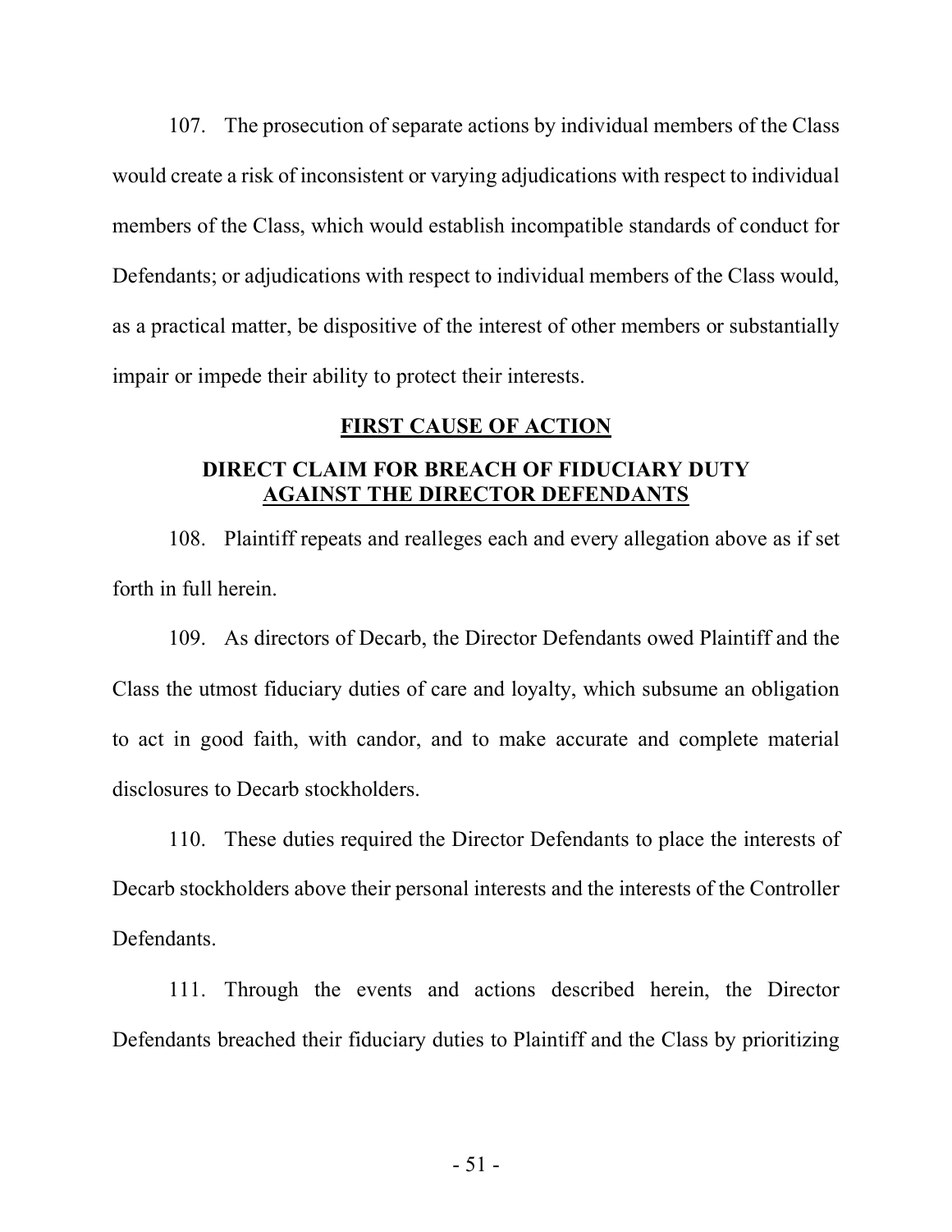107. The prosecution of separate actions by individual members of the Class would create a risk of inconsistent or varying adjudications with respect to individual members of the Class, which would establish incompatible standards of conduct for Defendants; or adjudications with respect to individual members of the Class would, as a practical matter, be dispositive of the interest of other members or substantially impair or impede their ability to protect their interests.

## FIRST CAUSE OF ACTION

### DIRECT CLAIM FOR BREACH OF FIDUCIARY DUTY AGAINST THE DIRECTOR DEFENDANTS

108. Plaintiff repeats and realleges each and every allegation above as if set forth in full herein.

109. As directors of Decarb, the Director Defendants owed Plaintiff and the Class the utmost fiduciary duties of care and loyalty, which subsume an obligation to act in good faith, with candor, and to make accurate and complete material disclosures to Decarb stockholders.

110. These duties required the Director Defendants to place the interests of Decarb stockholders above their personal interests and the interests of the Controller Defendants.

111. Through the events and actions described herein, the Director Defendants breached their fiduciary duties to Plaintiff and the Class by prioritizing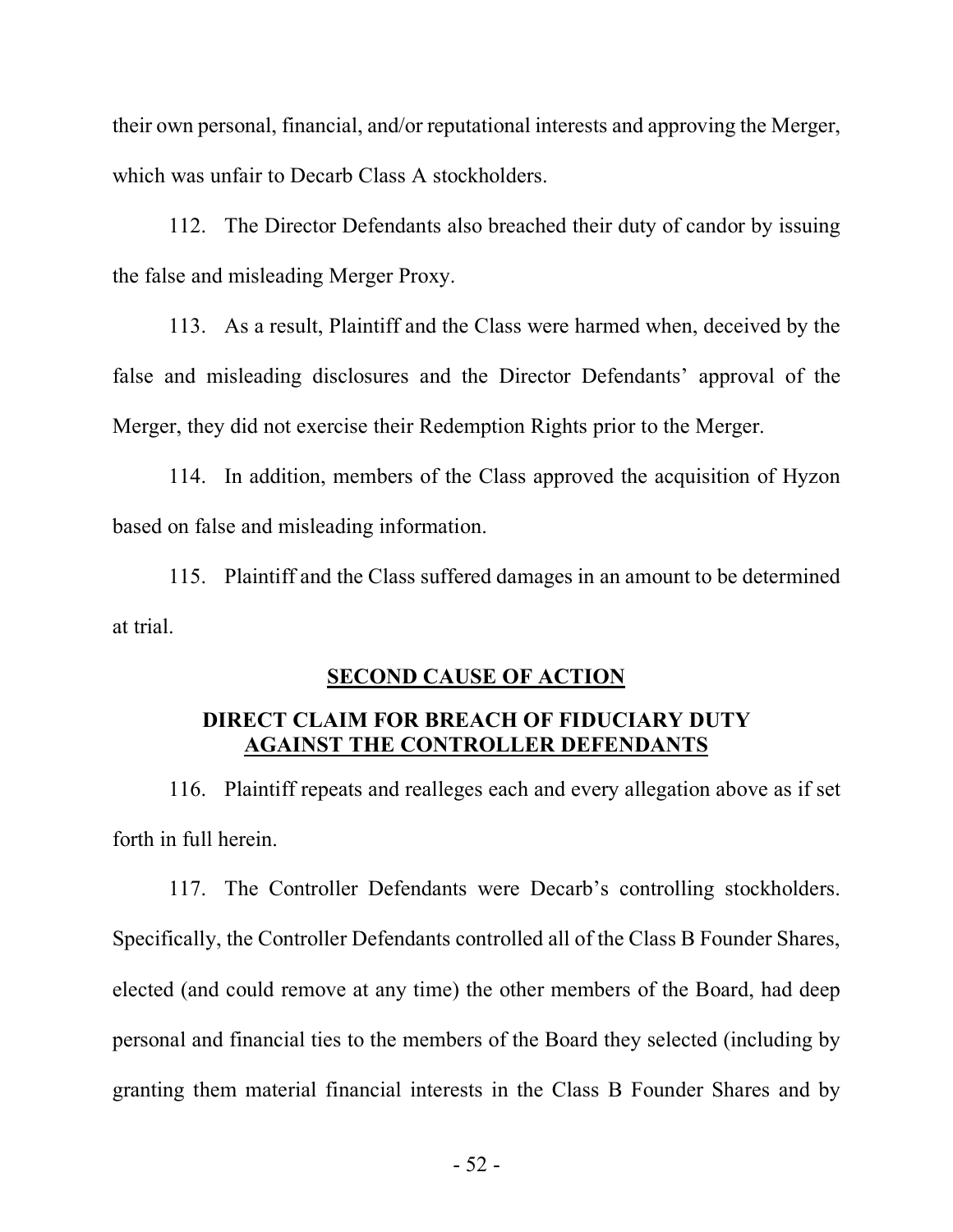their own personal, financial, and/or reputational interests and approving the Merger, which was unfair to Decarb Class A stockholders.

112. The Director Defendants also breached their duty of candor by issuing the false and misleading Merger Proxy.

113. As a result, Plaintiff and the Class were harmed when, deceived by the false and misleading disclosures and the Director Defendants' approval of the Merger, they did not exercise their Redemption Rights prior to the Merger.

114. In addition, members of the Class approved the acquisition of Hyzon based on false and misleading information.

115. Plaintiff and the Class suffered damages in an amount to be determined at trial.

## <u>SECOND CAUSE OF ACTION</u>

### DIRECT CLAIM FOR BREACH OF FIDUCIARY DUTY <u>AGAINST THE CONTROLLER DEFENDANTS</u>

116. Plaintiff repeats and realleges each and every allegation above as if set forth in full herein.

117. The Controller Defendants were Decarb's controlling stockholders. Specifically, the Controller Defendants controlled all of the Class B Founder Shares, elected (and could remove at any time) the other members of the Board, had deep personal and financial ties to the members of the Board they selected (including by granting them material financial interests in the Class B Founder Shares and by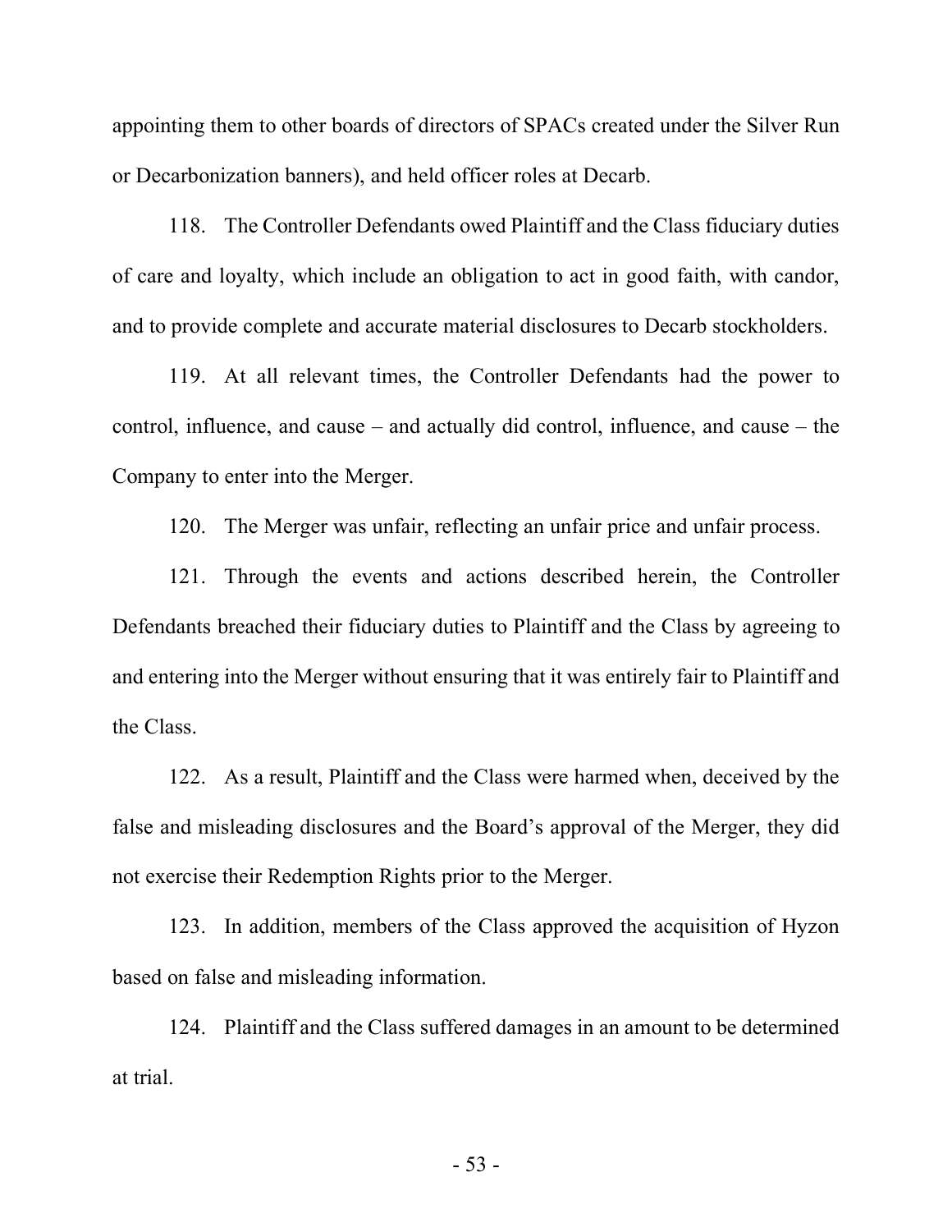appointing them to other boards of directors of SPACs created under the Silver Run or Decarbonization banners), and held officer roles at Decarb.

118. The Controller Defendants owed Plaintiff and the Class fiduciary duties of care and loyalty, which include an obligation to act in good faith, with candor, and to provide complete and accurate material disclosures to Decarb stockholders.

119. At all relevant times, the Controller Defendants had the power to control, influence, and cause – and actually did control, influence, and cause – the Company to enter into the Merger.

120. The Merger was unfair, reflecting an unfair price and unfair process.

121. Through the events and actions described herein, the Controller Defendants breached their fiduciary duties to Plaintiff and the Class by agreeing to and entering into the Merger without ensuring that it was entirely fair to Plaintiff and the Class.

122. As a result, Plaintiff and the Class were harmed when, deceived by the false and misleading disclosures and the Board's approval of the Merger, they did not exercise their Redemption Rights prior to the Merger.

123. In addition, members of the Class approved the acquisition of Hyzon based on false and misleading information.

124. Plaintiff and the Class suffered damages in an amount to be determined at trial.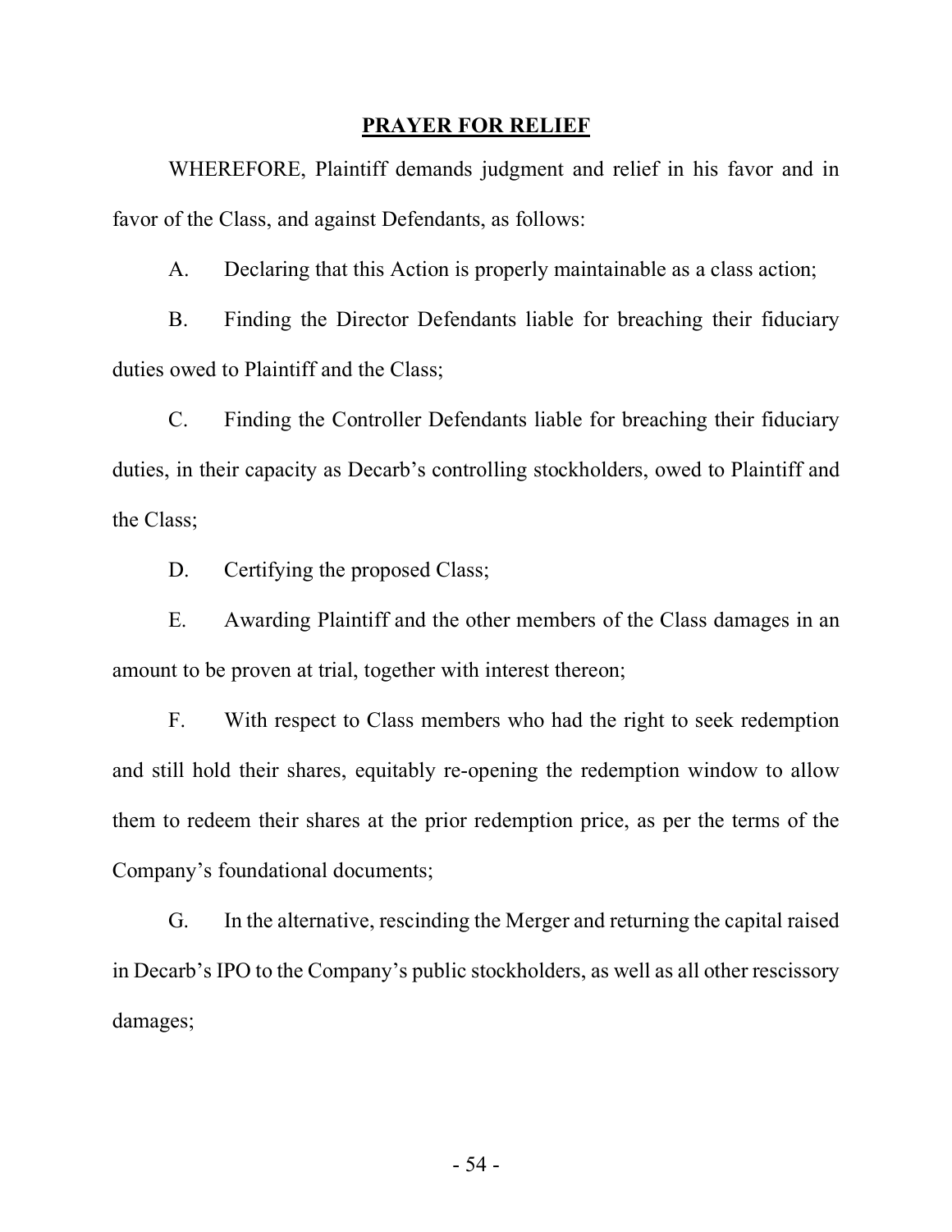## PRAYER FOR RELIEF

WHEREFORE, Plaintiff demands judgment and relief in his favor and in favor of the Class, and against Defendants, as follows:

A. Declaring that this Action is properly maintainable as a class action;

B. Finding the Director Defendants liable for breaching their fiduciary duties owed to Plaintiff and the Class;

C. Finding the Controller Defendants liable for breaching their fiduciary duties, in their capacity as Decarb's controlling stockholders, owed to Plaintiff and the Class;

D. Certifying the proposed Class;

E. Awarding Plaintiff and the other members of the Class damages in an amount to be proven at trial, together with interest thereon;

F. With respect to Class members who had the right to seek redemption and still hold their shares, equitably re-opening the redemption window to allow them to redeem their shares at the prior redemption price, as per the terms of the Company's foundational documents;

G. In the alternative, rescinding the Merger and returning the capital raised in Decarb's IPO to the Company's public stockholders, as well as all other rescissory damages;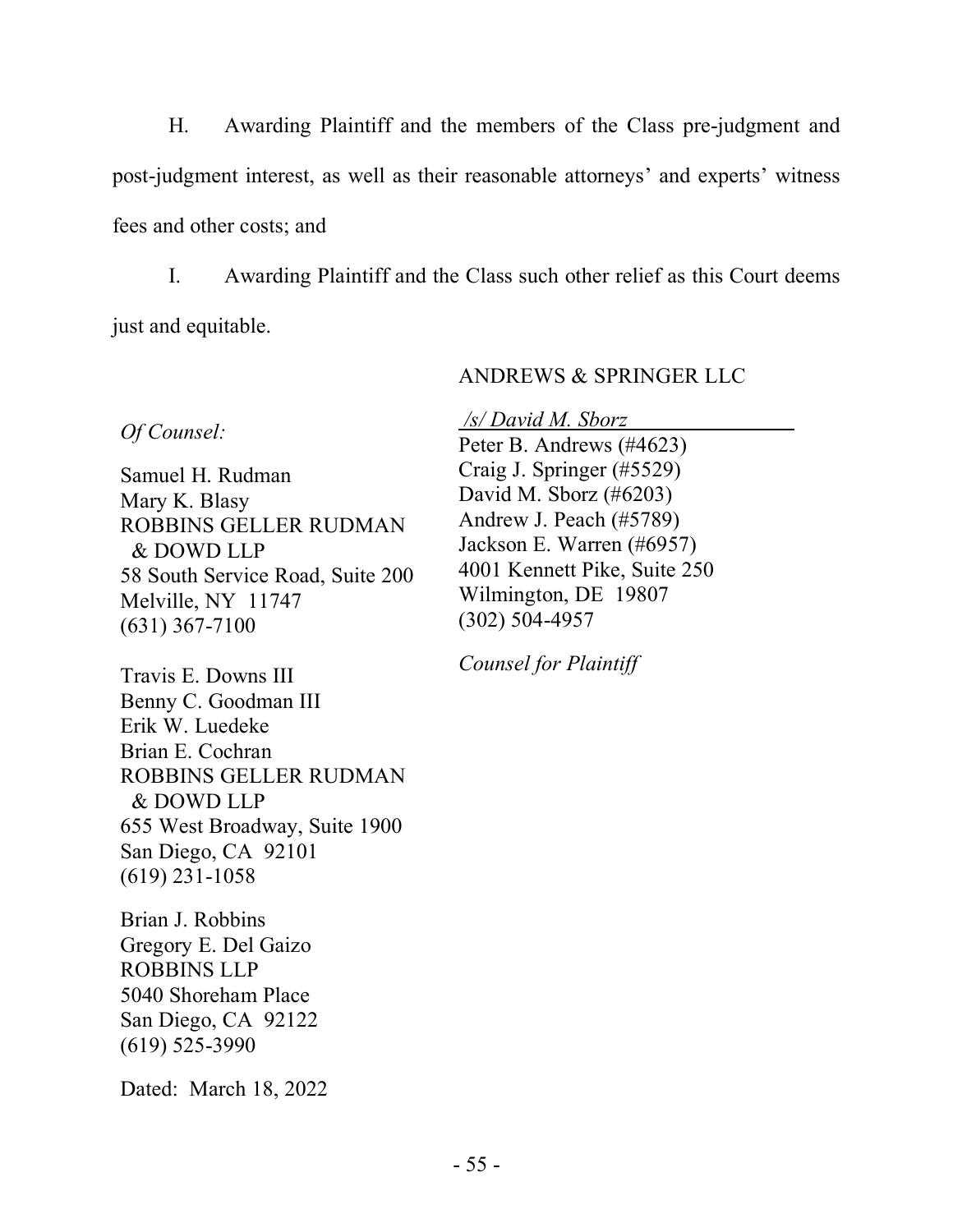H. Awarding Plaintiff and the members of the Class pre-judgment and post-judgment interest, as well as their reasonable attorneys' and experts' witness fees and other costs; and

I. Awarding Plaintiff and the Class such other relief as this Court deems just and equitable.

ANDREWS & SPRINGER LLC

*/s/ David M. Sborz*

Peter B. Andrews (#4623)
Craig J. Springer (#5529)
David M. Sborz (#6203)
Andrew J. Peach (#5789)
Jackson E. Warren (#6957)
4001 Kennett Pike, Suite 250
Wilmington, DE 19807
(302) 504-4957

*Counsel for Plaintiff*

*Of Counsel:*

Samuel H. Rudman
Mary K. Blasy
ROBBINS GELLER RUDMAN & DOWD LLP
58 South Service Road, Suite 200
Melville, NY 11747
(631) 367-7100

Travis E. Downs III
Benny C. Goodman III
Erik W. Luedeke
Brian E. Cochran
ROBBINS GELLER RUDMAN & DOWD LLP
655 West Broadway, Suite 1900
San Diego, CA 92101
(619) 231-1058

Brian J. Robbins
Gregory E. Del Gaizo
ROBBINS LLP
5040 Shoreham Place
San Diego, CA 92122
(619) 525-3990

Dated: March 18, 2022